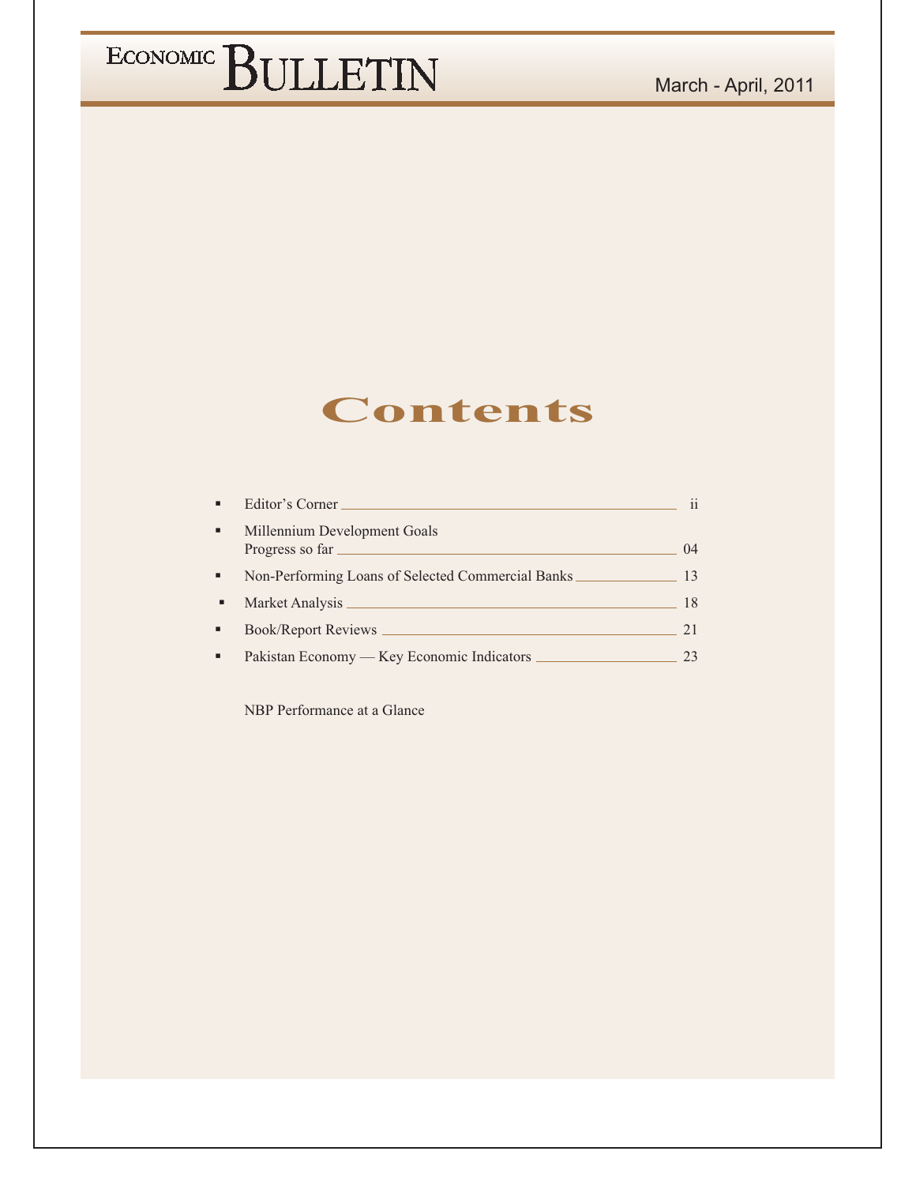# ECONOMIC BULLETIN

March - April, 2011

## Contents

- Editor's Corner ii
- Millennium Development Goals Progress so far 04
- Non-Performing Loans of Selected Commercial Banks 13
- Market Analysis 18
- Book/Report Reviews 21
- Pakistan Economy — Key Economic Indicators 23

NBP Performance at a Glance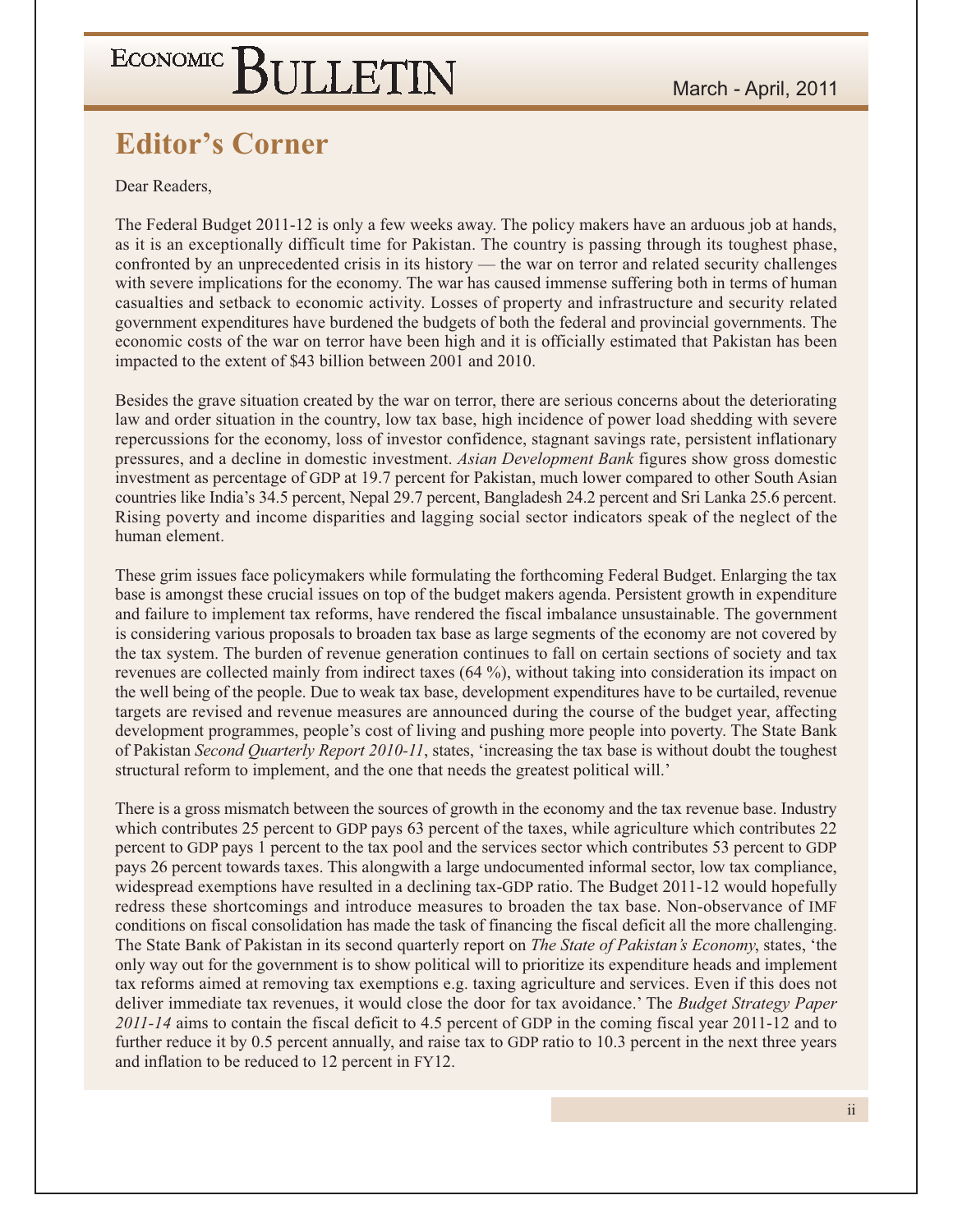# Editor's Corner

Dear Readers,

The Federal Budget 2011-12 is only a few weeks away. The policy makers have an arduous job at hands, as it is an exceptionally difficult time for Pakistan. The country is passing through its toughest phase, confronted by an unprecedented crisis in its history — the war on terror and related security challenges with severe implications for the economy. The war has caused immense suffering both in terms of human casualties and setback to economic activity. Losses of property and infrastructure and security related government expenditures have burdened the budgets of both the federal and provincial governments. The economic costs of the war on terror have been high and it is officially estimated that Pakistan has been impacted to the extent of $43 billion between 2001 and 2010.

Besides the grave situation created by the war on terror, there are serious concerns about the deteriorating law and order situation in the country, low tax base, high incidence of power load shedding with severe repercussions for the economy, loss of investor confidence, stagnant savings rate, persistent inflationary pressures, and a decline in domestic investment. *Asian Development Bank* figures show gross domestic investment as percentage of GDP at 19.7 percent for Pakistan, much lower compared to other South Asian countries like India's 34.5 percent, Nepal 29.7 percent, Bangladesh 24.2 percent and Sri Lanka 25.6 percent. Rising poverty and income disparities and lagging social sector indicators speak of the neglect of the human element.

These grim issues face policymakers while formulating the forthcoming Federal Budget. Enlarging the tax base is amongst these crucial issues on top of the budget makers agenda. Persistent growth in expenditure and failure to implement tax reforms, have rendered the fiscal imbalance unsustainable. The government is considering various proposals to broaden tax base as large segments of the economy are not covered by the tax system. The burden of revenue generation continues to fall on certain sections of society and tax revenues are collected mainly from indirect taxes (64 %), without taking into consideration its impact on the well being of the people. Due to weak tax base, development expenditures have to be curtailed, revenue targets are revised and revenue measures are announced during the course of the budget year, affecting development programmes, people's cost of living and pushing more people into poverty. The State Bank of Pakistan *Second Quarterly Report 2010-11*, states, 'increasing the tax base is without doubt the toughest structural reform to implement, and the one that needs the greatest political will.'

There is a gross mismatch between the sources of growth in the economy and the tax revenue base. Industry which contributes 25 percent to GDP pays 63 percent of the taxes, while agriculture which contributes 22 percent to GDP pays 1 percent to the tax pool and the services sector which contributes 53 percent to GDP pays 26 percent towards taxes. This alongwith a large undocumented informal sector, low tax compliance, widespread exemptions have resulted in a declining tax-GDP ratio. The Budget 2011-12 would hopefully redress these shortcomings and introduce measures to broaden the tax base. Non-observance of IMF conditions on fiscal consolidation has made the task of financing the fiscal deficit all the more challenging. The State Bank of Pakistan in its second quarterly report on *The State of Pakistan's Economy*, states, 'the only way out for the government is to show political will to prioritize its expenditure heads and implement tax reforms aimed at removing tax exemptions e.g. taxing agriculture and services. Even if this does not deliver immediate tax revenues, it would close the door for tax avoidance.' The *Budget Strategy Paper 2011-14* aims to contain the fiscal deficit to 4.5 percent of GDP in the coming fiscal year 2011-12 and to further reduce it by 0.5 percent annually, and raise tax to GDP ratio to 10.3 percent in the next three years and inflation to be reduced to 12 percent in FY12.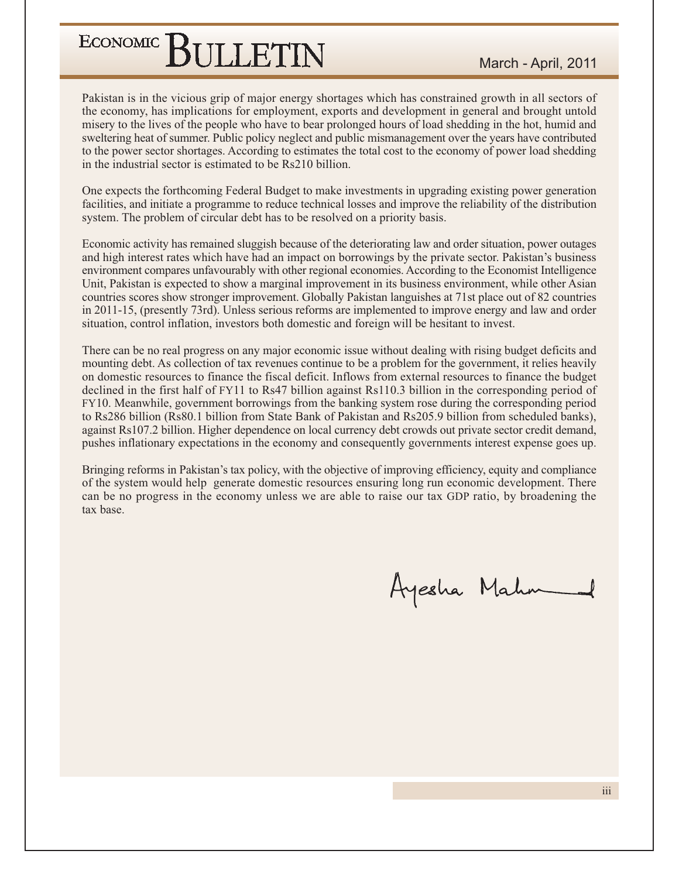Pakistan is in the vicious grip of major energy shortages which has constrained growth in all sectors of the economy, has implications for employment, exports and development in general and brought untold misery to the lives of the people who have to bear prolonged hours of load shedding in the hot, humid and sweltering heat of summer. Public policy neglect and public mismanagement over the years have contributed to the power sector shortages. According to estimates the total cost to the economy of power load shedding in the industrial sector is estimated to be Rs210 billion.

One expects the forthcoming Federal Budget to make investments in upgrading existing power generation facilities, and initiate a programme to reduce technical losses and improve the reliability of the distribution system. The problem of circular debt has to be resolved on a priority basis.

Economic activity has remained sluggish because of the deteriorating law and order situation, power outages and high interest rates which have had an impact on borrowings by the private sector. Pakistan's business environment compares unfavourably with other regional economies. According to the Economist Intelligence Unit, Pakistan is expected to show a marginal improvement in its business environment, while other Asian countries scores show stronger improvement. Globally Pakistan languishes at 71st place out of 82 countries in 2011-15, (presently 73rd). Unless serious reforms are implemented to improve energy and law and order situation, control inflation, investors both domestic and foreign will be hesitant to invest.

There can be no real progress on any major economic issue without dealing with rising budget deficits and mounting debt. As collection of tax revenues continue to be a problem for the government, it relies heavily on domestic resources to finance the fiscal deficit. Inflows from external resources to finance the budget declined in the first half of FY11 to Rs47 billion against Rs110.3 billion in the corresponding period of FY10. Meanwhile, government borrowings from the banking system rose during the corresponding period to Rs286 billion (Rs80.1 billion from State Bank of Pakistan and Rs205.9 billion from scheduled banks), against Rs107.2 billion. Higher dependence on local currency debt crowds out private sector credit demand, pushes inflationary expectations in the economy and consequently governments interest expense goes up.

Bringing reforms in Pakistan's tax policy, with the objective of improving efficiency, equity and compliance of the system would help generate domestic resources ensuring long run economic development. There can be no progress in the economy unless we are able to raise our tax GDP ratio, by broadening the tax base.

Ayesha Mahmood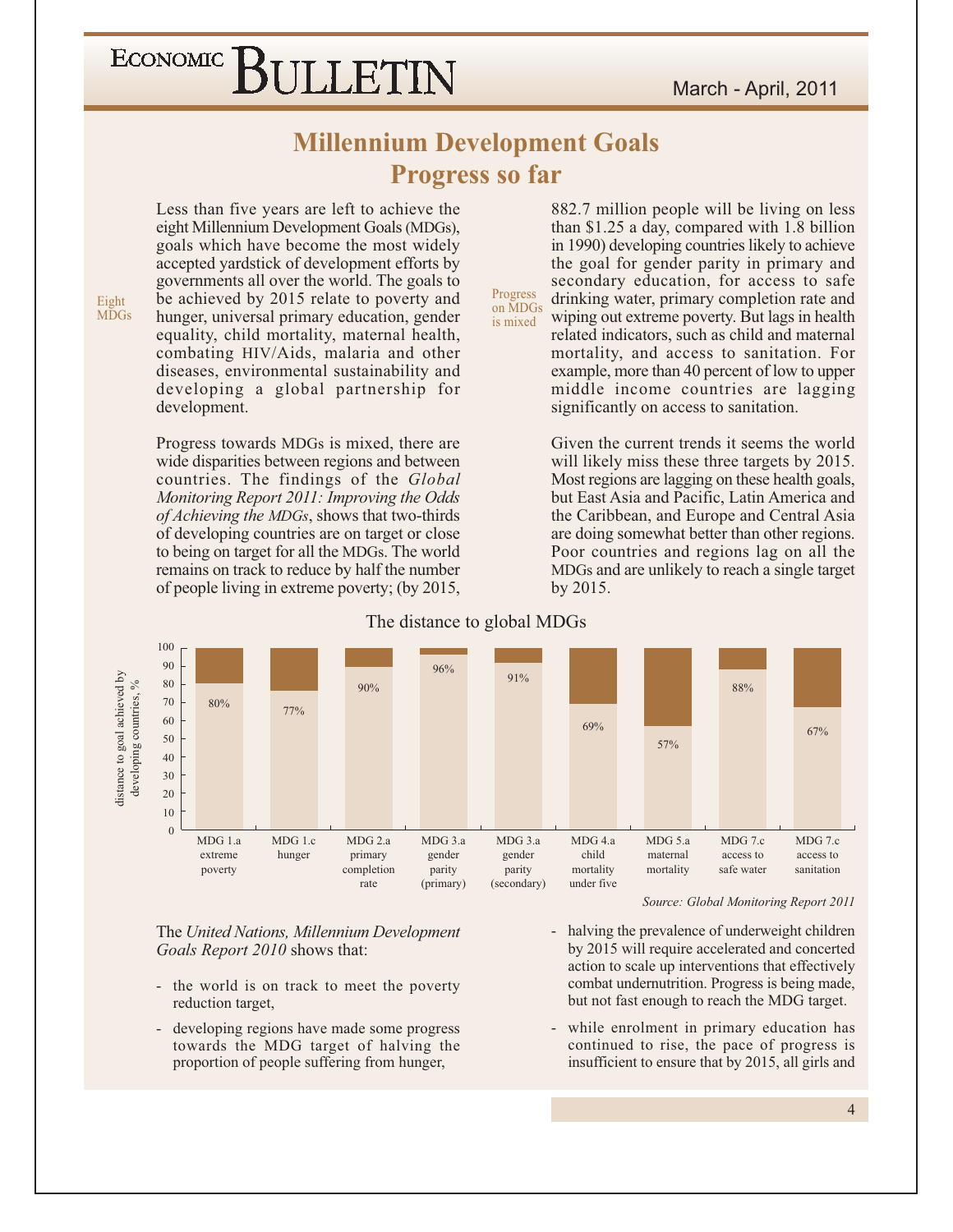# Millennium Development Goals
## Progress so far

Less than five years are left to achieve the eight Millennium Development Goals (MDGs), goals which have become the most widely accepted yardstick of development efforts by governments all over the world. The goals to be achieved by 2015 relate to poverty and hunger, universal primary education, gender equality, child mortality, maternal health, combating HIV/Aids, malaria and other diseases, environmental sustainability and developing a global partnership for development.

Progress towards MDGs is mixed, there are wide disparities between regions and between countries. The findings of the *Global Monitoring Report 2011: Improving the Odds of Achieving the MDGs*, shows that two-thirds of developing countries are on target or close to being on target for all the MDGs. The world remains on track to reduce by half the number of people living in extreme poverty; (by 2015, 882.7 million people will be living on less than $1.25 a day, compared with 1.8 billion in 1990) developing countries likely to achieve the goal for gender parity in primary and secondary education, for access to safe drinking water, primary completion rate and wiping out extreme poverty. But lags in health related indicators, such as child and maternal mortality, and access to sanitation. For example, more than 40 percent of low to upper middle income countries are lagging significantly on access to sanitation.

Given the current trends it seems the world will likely miss these three targets by 2015. Most regions are lagging on these health goals, but East Asia and Pacific, Latin America and the Caribbean, and Europe and Central Asia are doing somewhat better than other regions. Poor countries and regions lag on all the MDGs and are unlikely to reach a single target by 2015.

**The distance to global MDGs**

| Goal | Distance to goal achieved by developing countries, % |
|---|---|
| MDG 1.a extreme poverty | 80% |
| MDG 1.c hunger | 77% |
| MDG 2.a primary completion rate | 90% |
| MDG 3.a gender parity (primary) | 96% |
| MDG 3.a gender parity (secondary) | 91% |
| MDG 4.a child mortality under five | 69% |
| MDG 5.a maternal mortality | 57% |
| MDG 7.c access to safe water | 88% |
| MDG 7.c access to sanitation | 67% |

*Source: Global Monitoring Report 2011*

The *United Nations, Millennium Development Goals Report 2010* shows that:

- the world is on track to meet the poverty reduction target,
- developing regions have made some progress towards the MDG target of halving the proportion of people suffering from hunger,
- halving the prevalence of underweight children by 2015 will require accelerated and concerted action to scale up interventions that effectively combat undernutrition. Progress is being made, but not fast enough to reach the MDG target.
- while enrolment in primary education has continued to rise, the pace of progress is insufficient to ensure that by 2015, all girls and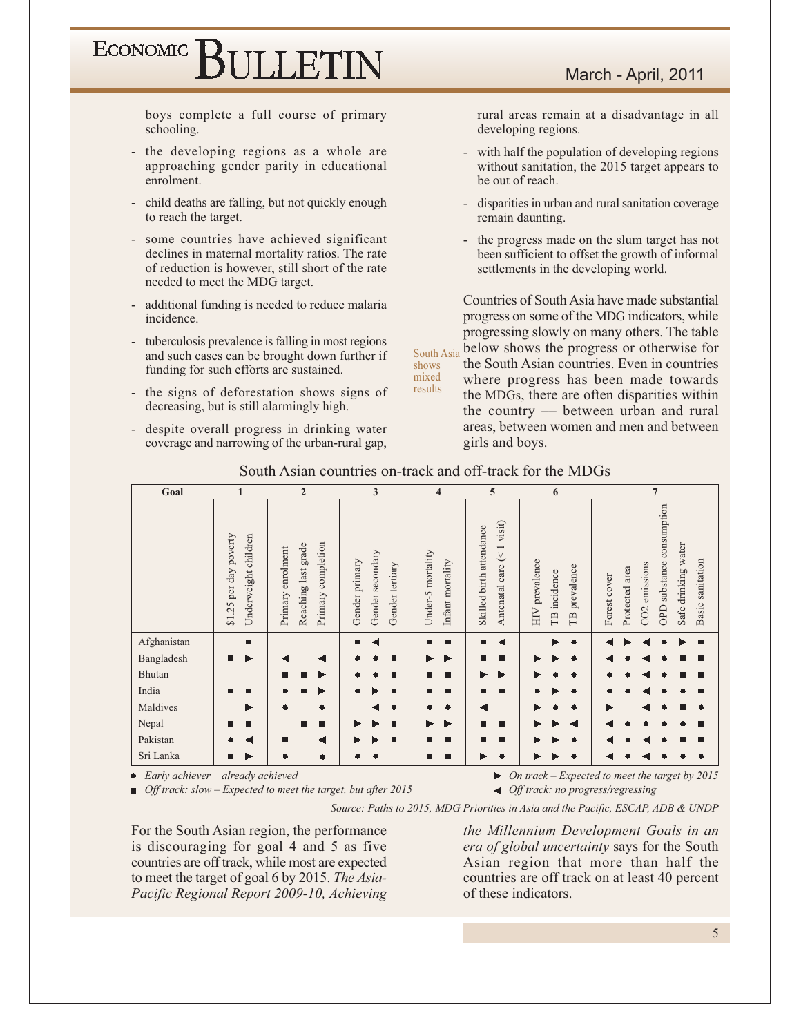boys complete a full course of primary schooling.

- the developing regions as a whole are approaching gender parity in educational enrolment.
- child deaths are falling, but not quickly enough to reach the target.
- some countries have achieved significant declines in maternal mortality ratios. The rate of reduction is however, still short of the rate needed to meet the MDG target.
- additional funding is needed to reduce malaria incidence.
- tuberculosis prevalence is falling in most regions and such cases can be brought down further if funding for such efforts are sustained.
- the signs of deforestation shows signs of decreasing, but is still alarmingly high.
- despite overall progress in drinking water coverage and narrowing of the urban-rural gap, rural areas remain at a disadvantage in all developing regions.
- with half the population of developing regions without sanitation, the 2015 target appears to be out of reach.
- disparities in urban and rural sanitation coverage remain daunting.
- the progress made on the slum target has not been sufficient to offset the growth of informal settlements in the developing world.

South Asia shows mixed results

Countries of South Asia have made substantial progress on some of the MDG indicators, while progressing slowly on many others. The table below shows the progress or otherwise for the South Asian countries. Even in countries where progress has been made towards the MDGs, there are often disparities within the country — between urban and rural areas, between women and men and between girls and boys.

South Asian countries on-track and off-track for the MDGs

| Goal | 1 | | 2 | | | 3 | | | 4 | | 5 | | 6 | | | 7 | | | | | |
|---|---|---|---|---|---|---|---|---|---|---|---|---|---|---|---|---|---|---|---|---|---|
| | $1.25 per day poverty | Underweight children | Primary enrolment | Reaching last grade | Primary completion | Gender primary | Gender secondary | Gender tertiary | Under-5 mortality | Infant mortality | Skilled birth attendance | Antenatal care (< 1 visit) | HIV prevalence | TB incidence | TB prevalence | Forest cover | Protected area | CO2 emissions | ODP substance consumption | Safe drinking water | Basic sanitation |
| Afghanistan | | ■ | | | | ■ | ◄ | | ■ | ■ | ■ | ◄ | | ► | ● | ◄ | ► | ◄ | ● | ► | ■ |
| Bangladesh | ■ | ► | ◄ | | ◄ | ● | ● | ■ | ► | ► | ■ | ■ | ► | ► | ● | ◄ | ● | ◄ | ● | ■ | ■ |
| Bhutan | | | ■ | ■ | ► | ● | ● | ■ | ■ | ■ | ► | ► | ► | ● | ● | ● | ● | ◄ | ● | ■ | ■ |
| India | ■ | ■ | ● | ■ | ► | ● | ► | ■ | ■ | ■ | ■ | ■ | ● | ► | ● | ● | ● | ◄ | ● | ● | ■ |
| Maldives | | ► | ● | | ● | | ◄ | ● | ● | ● | ◄ | | ► | ● | ● | ► | | ◄ | ● | ■ | ● |
| Nepal | ■ | ■ | | ■ | ■ | ► | ► | ■ | ► | ► | ■ | ■ | ► | ► | ◄ | ◄ | ● | ● | ● | ● | ■ |
| Pakistan | ● | ◄ | ■ | | ◄ | ► | ► | ■ | ■ | ■ | ■ | ■ | ► | ► | ● | ◄ | ● | ◄ | ● | ■ | ■ |
| Sri Lanka | ■ | ► | ● | | ● | ● | ● | | ■ | ■ | ► | ● | ► | ► | ● | ◄ | ● | ◄ | ● | ● | ● |

● *Early achiever already achieved*
■ *Off track: slow – Expected to meet the target, but after 2015*
► *On track – Expected to meet the target by 2015*
◄ *Off track: no progress/regressing*

*Source: Paths to 2015, MDG Priorities in Asia and the Pacific, ESCAP, ADB & UNDP*

For the South Asian region, the performance is discouraging for goal 4 and 5 as five countries are off track, while most are expected to meet the target of goal 6 by 2015. *The Asia-Pacific Regional Report 2009-10, Achieving the Millennium Development Goals in an era of global uncertainty* says for the South Asian region that more than half the countries are off track on at least 40 percent of these indicators.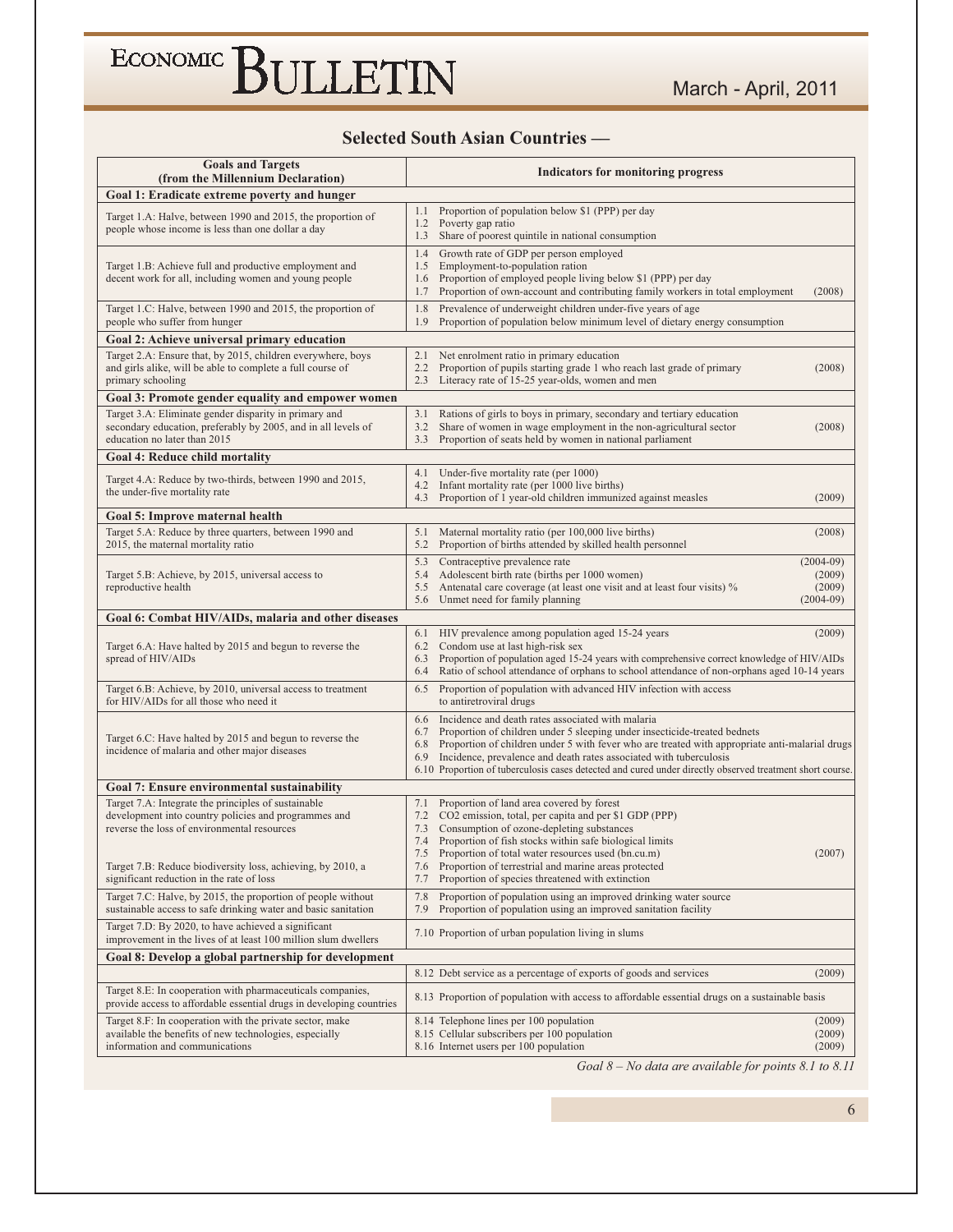## Selected South Asian Countries —

| Goals and Targets (from the Millennium Declaration) | Indicators for monitoring progress |
|---|---|
| **Goal 1: Eradicate extreme poverty and hunger** | |
| Target 1.A: Halve, between 1990 and 2015, the proportion of people whose income is less than one dollar a day | 1.1 Proportion of population below $1 (PPP) per day<br>1.2 Poverty gap ratio<br>1.3 Share of poorest quintile in national consumption |
| Target 1.B: Achieve full and productive employment and decent work for all, including women and young people | 1.4 Growth rate of GDP per person employed<br>1.5 Employment-to-population ration<br>1.6 Proportion of employed people living below $1 (PPP) per day<br>1.7 Proportion of own-account and contributing family workers in total employment (2008) |
| Target 1.C: Halve, between 1990 and 2015, the proportion of people who suffer from hunger | 1.8 Prevalence of underweight children under-five years of age<br>1.9 Proportion of population below minimum level of dietary energy consumption |
| **Goal 2: Achieve universal primary education** | |
| Target 2.A: Ensure that, by 2015, children everywhere, boys and girls alike, will be able to complete a full course of primary schooling | 2.1 Net enrolment ratio in primary education<br>2.2 Proportion of pupils starting grade 1 who reach last grade of primary (2008)<br>2.3 Literacy rate of 15-25 year-olds, women and men |
| **Goal 3: Promote gender equality and empower women** | |
| Target 3.A: Eliminate gender disparity in primary and secondary education, preferably by 2005, and in all levels of education no later than 2015 | 3.1 Rations of girls to boys in primary, secondary and tertiary education<br>3.2 Share of women in wage employment in the non-agricultural sector (2008)<br>3.3 Proportion of seats held by women in national parliament |
| **Goal 4: Reduce child mortality** | |
| Target 4.A: Reduce by two-thirds, between 1990 and 2015, the under-five mortality rate | 4.1 Under-five mortality rate (per 1000)<br>4.2 Infant mortality rate (per 1000 live births)<br>4.3 Proportion of 1 year-old children immunized against measles (2009) |
| **Goal 5: Improve maternal health** | |
| Target 5.A: Reduce by three quarters, between 1990 and 2015, the maternal mortality ratio | 5.1 Maternal mortality ratio (per 100,000 live births) (2008)<br>5.2 Proportion of births attended by skilled health personnel |
| Target 5.B: Achieve, by 2015, universal access to reproductive health | 5.3 Contraceptive prevalence rate (2004-09)<br>5.4 Adolescent birth rate (births per 1000 women) (2009)<br>5.5 Antenatal care coverage (at least one visit and at least four visits) % (2009)<br>5.6 Unmet need for family planning (2004-09) |
| **Goal 6: Combat HIV/AIDs, malaria and other diseases** | |
| Target 6.A: Have halted by 2015 and begun to reverse the spread of HIV/AIDs | 6.1 HIV prevalence among population aged 15-24 years (2009)<br>6.2 Condom use at last high-risk sex<br>6.3 Proportion of population aged 15-24 years with comprehensive correct knowledge of HIV/AIDs<br>6.4 Ratio of school attendance of orphans to school attendance of non-orphans aged 10-14 years |
| Target 6.B: Achieve, by 2010, universal access to treatment for HIV/AIDs for all those who need it | 6.5 Proportion of population with advanced HIV infection with access to antiretroviral drugs |
| Target 6.C: Have halted by 2015 and begun to reverse the incidence of malaria and other major diseases | 6.6 Incidence and death rates associated with malaria<br>6.7 Proportion of children under 5 sleeping under insecticide-treated bednets<br>6.8 Proportion of children under 5 with fever who are treated with appropriate anti-malarial drugs<br>6.9 Incidence, prevalence and death rates associated with tuberculosis<br>6.10 Proportion of tuberculosis cases detected and cured under directly observed treatment short course. |
| **Goal 7: Ensure environmental sustainability** | |
| Target 7.A: Integrate the principles of sustainable development into country policies and programmes and reverse the loss of environmental resources<br><br>Target 7.B: Reduce biodiversity loss, achieving, by 2010, a significant reduction in the rate of loss | 7.1 Proportion of land area covered by forest<br>7.2 CO2 emission, total, per capita and per $1 GDP (PPP)<br>7.3 Consumption of ozone-depleting substances<br>7.4 Proportion of fish stocks within safe biological limits<br>7.5 Proportion of total water resources used (bn.cu.m) (2007)<br>7.6 Proportion of terrestrial and marine areas protected<br>7.7 Proportion of species threatened with extinction |
| Target 7.C: Halve, by 2015, the proportion of people without sustainable access to safe drinking water and basic sanitation | 7.8 Proportion of population using an improved drinking water source<br>7.9 Proportion of population using an improved sanitation facility |
| Target 7.D: By 2020, to have achieved a significant improvement in the lives of at least 100 million slum dwellers | 7.10 Proportion of urban population living in slums |
| **Goal 8: Develop a global partnership for development** | |
| | 8.12 Debt service as a percentage of exports of goods and services (2009) |
| Target 8.E: In cooperation with pharmaceuticals companies, provide access to affordable essential drugs in developing countries | 8.13 Proportion of population with access to affordable essential drugs on a sustainable basis |
| Target 8.F: In cooperation with the private sector, make available the benefits of new technologies, especially information and communications | 8.14 Telephone lines per 100 population (2009)<br>8.15 Cellular subscribers per 100 population (2009)<br>8.16 Internet users per 100 population (2009) |

*Goal 8 – No data are available for points 8.1 to 8.11*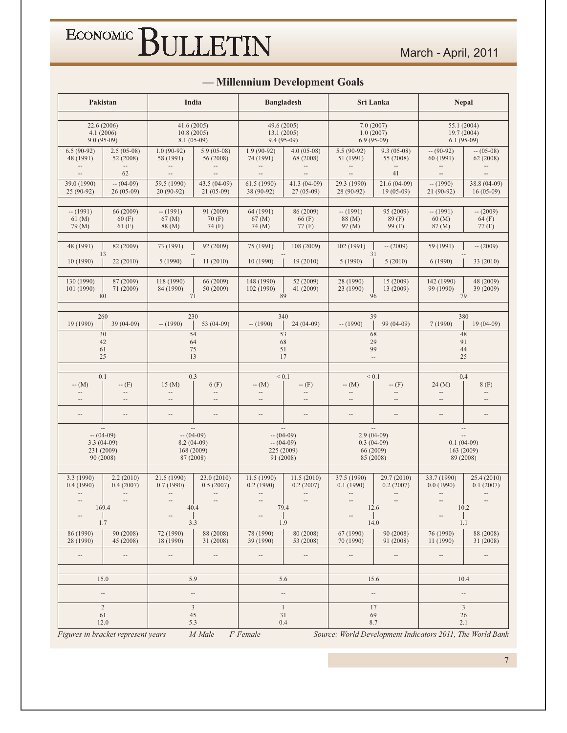## — Millennium Development Goals

| Pakistan | | India | | Bangladesh | | Sri Lanka | | Nepal | |
|---|---|---|---|---|---|---|---|---|---|
| | | | | | | | | | |
| 22.6 (2006)<br>4.1 (2006)<br>9.0 (95-09) | | 41.6 (2005)<br>10.8 (2005)<br>8.1 (05-09) | | 49.6 (2005)<br>13.1 (2005)<br>9.4 (95-09) | | 7.0 (2007)<br>1.0 (2007)<br>6.9 (95-09) | | 55.1 (2004)<br>19.7 (2004)<br>6.1 (95-09) | |
| 6.5 (90-92)<br>48 (1991)<br>--<br>-- | 2.5 (05-08)<br>52 (2008)<br>--<br>62 | 1.0 (90-92)<br>58 (1991)<br>--<br>-- | 5.9 (05-08)<br>56 (2008)<br>--<br>-- | 1.9 (90-92)<br>74 (1991)<br>--<br>-- | 4.0 (05-08)<br>68 (2008)<br>--<br>-- | 5.5 (90-92)<br>51 (1991)<br>--<br>-- | 9.3 (05-08)<br>55 (2008)<br>--<br>41 | -- (90-92)<br>60 (1991)<br>--<br>-- | -- (05-08)<br>62 (2008)<br>--<br>-- |
| 39.0 (1990)<br>25 (90-92) | -- (04-09)<br>26 (05-09) | 59.5 (1990)<br>20 (90-92) | 43.5 (04-09)<br>21 (05-09) | 61.5 (1990)<br>38 (90-92) | 41.3 (04-09)<br>27 (05-09) | 29.3 (1990)<br>28 (90-92) | 21.6 (04-09)<br>19 (05-09) | -- (1990)<br>21 (90-92) | 38.8 (04-09)<br>16 (05-09) |
| | | | | | | | | | |
| -- (1991)<br>61 (M)<br>79 (M) | 66 (2009)<br>60 (F)<br>61 (F) | -- (1991)<br>67 (M)<br>88 (M) | 91 (2009)<br>70 (F)<br>74 (F) | 64 (1991)<br>67 (M)<br>74 (M) | 86 (2009)<br>66 (F)<br>77 (F) | -- (1991)<br>88 (M)<br>97 (M) | 95 (2009)<br>89 (F)<br>99 (F) | -- (1991)<br>60 (M)<br>87 (M) | -- (2009)<br>64 (F)<br>77 (F) |
| | | | | | | | | | |
| 48 (1991) | 82 (2009) | 73 (1991) | 92 (2009) | 75 (1991) | 108 (2009) | 102 (1991) | -- (2009) | 59 (1991) | -- (2009) |
| 13 | | -- | | -- | | 31 | | -- | |
| 10 (1990) | 22 (2010) | 5 (1990) | 11 (2010) | 10 (1990) | 19 (2010) | 5 (1990) | 5 (2010) | 6 (1990) | 33 (2010) |
| | | | | | | | | | |
| 130 (1990)<br>101 (1990) | 87 (2009)<br>71 (2009) | 118 (1990)<br>84 (1990) | 66 (2009)<br>50 (2009) | 148 (1990)<br>102 (1990) | 52 (2009)<br>41 (2009) | 28 (1990)<br>23 (1990) | 15 (2009)<br>13 (2009) | 142 (1990)<br>99 (1990) | 48 (2009)<br>39 (2009) |
| 80 | | 71 | | 89 | | 96 | | 79 | |
| | | | | | | | | | |
| 260 | | 230 | | 340 | | 39 | | 380 | |
| 19 (1990) | 39 (04-09) | -- (1990) | 53 (04-09) | -- (1990) | 24 (04-09) | -- (1990) | 99 (04-09) | 7 (1990) | 19 (04-09) |
| 30<br>42<br>61<br>25 | | 54<br>64<br>75<br>13 | | 53<br>68<br>51<br>17 | | 68<br>29<br>99<br>-- | | 48<br>91<br>44<br>25 | |
| | | | | | | | | | |
| 0.1 | | 0.3 | | < 0.1 | | < 0.1 | | 0.4 | |
| -- (M)<br>--<br>-- | -- (F)<br>--<br>-- | 15 (M)<br>--<br>-- | 6 (F)<br>--<br>-- | -- (M)<br>--<br>-- | -- (F)<br>--<br>-- | -- (M)<br>--<br>-- | -- (F)<br>--<br>-- | 24 (M)<br>--<br>-- | 8 (F)<br>--<br>-- |
| -- | -- | -- | -- | -- | -- | -- | -- | -- | -- |
| --<br>-- (04-09)<br>3.3 (04-09)<br>231 (2009)<br>90 (2008) | | --<br>-- (04-09)<br>8.2 (04-09)<br>168 (2009)<br>87 (2008) | | --<br>-- (04-09)<br>-- (04-09)<br>225 (2009)<br>91 (2008) | | --<br>2.9 (04-09)<br>0.3 (04-09)<br>66 (2009)<br>85 (2008) | | --<br>--<br>0.1 (04-09)<br>163 (2009)<br>89 (2008) | |
| | | | | | | | | | |
| 3.3 (1990)<br>0.4 (1990)<br>--<br>-- | 2.2 (2010)<br>0.4 (2007)<br>--<br>-- | 21.5 (1990)<br>0.7 (1990)<br>--<br>-- | 23.0 (2010)<br>0.5 (2007)<br>--<br>-- | 11.5 (1990)<br>0.2 (1990)<br>--<br>-- | 11.5 (2010)<br>0.2 (2007)<br>--<br>-- | 37.5 (1990)<br>0.1 (1990)<br>--<br>-- | 29.7 (2010)<br>0.2 (2007)<br>--<br>-- | 33.7 (1990)<br>0.0 (1990)<br>--<br>-- | 25.4 (2010)<br>0.1 (2007)<br>--<br>-- |
| 169.4 | | 40.4 | | 79.4 | | 12.6 | | 10.2 | |
| -- | 1.7 | -- | 3.3 | -- | 1.9 | -- | 14.0 | -- | 1.1 |
| 86 (1990)<br>28 (1990) | 90 (2008)<br>45 (2008) | 72 (1990)<br>18 (1990) | 88 (2008)<br>31 (2008) | 78 (1990)<br>39 (1990) | 80 (2008)<br>53 (2008) | 67 (1990)<br>70 (1990) | 90 (2008)<br>91 (2008) | 76 (1990)<br>11 (1990) | 88 (2008)<br>31 (2008) |
| -- | -- | -- | -- | -- | -- | -- | -- | -- | -- |
| | | | | | | | | | |
| 15.0 | | 5.9 | | 5.6 | | 15.6 | | 10.4 | |
| -- | | -- | | -- | | -- | | -- | |
| 2<br>61<br>12.0 | | 3<br>45<br>5.3 | | 1<br>31<br>0.4 | | 17<br>69<br>8.7 | | 3<br>26<br>2.1 | |

*Figures in bracket represent years*  *M-Male*  *F-Female*  *Source: World Development Indicators 2011, The World Bank*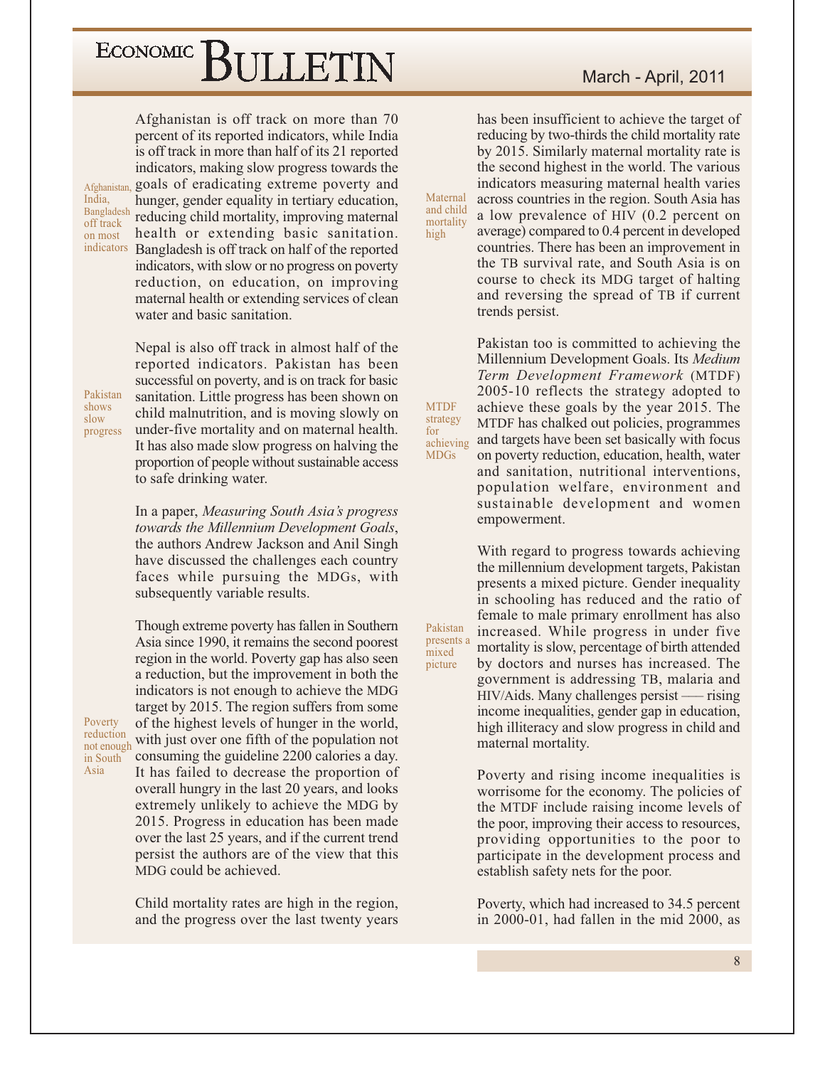Afghanistan is off track on more than 70 percent of its reported indicators, while India is off track in more than half of its 21 reported indicators, making slow progress towards the goals of eradicating extreme poverty and hunger, gender equality in tertiary education, reducing child mortality, improving maternal health or extending basic sanitation. Bangladesh is off track on half of the reported indicators, with slow or no progress on poverty reduction, on education, on improving maternal health or extending services of clean water and basic sanitation.

Afghanistan, India, Bangladesh off track on most indicators

Nepal is also off track in almost half of the reported indicators. Pakistan has been successful on poverty, and is on track for basic sanitation. Little progress has been shown on child malnutrition, and is moving slowly on under-five mortality and on maternal health. It has also made slow progress on halving the proportion of people without sustainable access to safe drinking water.

Pakistan shows slow progress

In a paper, *Measuring South Asia's progress towards the Millennium Development Goals*, the authors Andrew Jackson and Anil Singh have discussed the challenges each country faces while pursuing the MDGs, with subsequently variable results.

Though extreme poverty has fallen in Southern Asia since 1990, it remains the second poorest region in the world. Poverty gap has also seen a reduction, but the improvement in both the indicators is not enough to achieve the MDG target by 2015. The region suffers from some of the highest levels of hunger in the world, with just over one fifth of the population not consuming the guideline 2200 calories a day. It has failed to decrease the proportion of overall hungry in the last 20 years, and looks extremely unlikely to achieve the MDG by 2015. Progress in education has been made over the last 25 years, and if the current trend persist the authors are of the view that this MDG could be achieved.

Poverty reduction not enough in South Asia

Child mortality rates are high in the region, and the progress over the last twenty years has been insufficient to achieve the target of reducing by two-thirds the child mortality rate by 2015. Similarly maternal mortality rate is the second highest in the world. The various indicators measuring maternal health varies across countries in the region. South Asia has a low prevalence of HIV (0.2 percent on average) compared to 0.4 percent in developed countries. There has been an improvement in the TB survival rate, and South Asia is on course to check its MDG target of halting and reversing the spread of TB if current trends persist.

Maternal and child mortality high

Pakistan too is committed to achieving the Millennium Development Goals. Its *Medium Term Development Framework* (MTDF) 2005-10 reflects the strategy adopted to achieve these goals by the year 2015. The MTDF has chalked out policies, programmes and targets have been set basically with focus on poverty reduction, education, health, water and sanitation, nutritional interventions, population welfare, environment and sustainable development and women empowerment.

MTDF strategy for achieving MDGs

With regard to progress towards achieving the millennium development targets, Pakistan presents a mixed picture. Gender inequality in schooling has reduced and the ratio of female to male primary enrollment has also increased. While progress in under five mortality is slow, percentage of birth attended by doctors and nurses has increased. The government is addressing TB, malaria and HIV/Aids. Many challenges persist — rising income inequalities, gender gap in education, high illiteracy and slow progress in child and maternal mortality.

Pakistan presents a mixed picture

Poverty and rising income inequalities is worrisome for the economy. The policies of the MTDF include raising income levels of the poor, improving their access to resources, providing opportunities to the poor to participate in the development process and establish safety nets for the poor.

Poverty, which had increased to 34.5 percent in 2000-01, had fallen in the mid 2000, as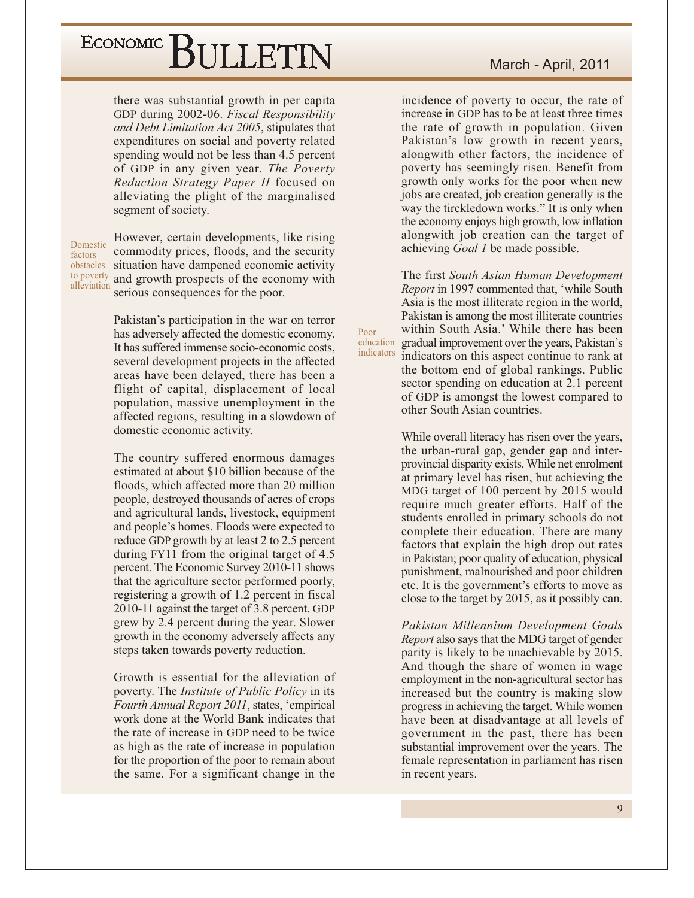there was substantial growth in per capita GDP during 2002-06. *Fiscal Responsibility and Debt Limitation Act 2005*, stipulates that expenditures on social and poverty related spending would not be less than 4.5 percent of GDP in any given year. *The Poverty Reduction Strategy Paper II* focused on alleviating the plight of the marginalised segment of society.

Domestic factors obstacles to poverty alleviation

However, certain developments, like rising commodity prices, floods, and the security situation have dampened economic activity and growth prospects of the economy with serious consequences for the poor.

Pakistan's participation in the war on terror has adversely affected the domestic economy. It has suffered immense socio-economic costs, several development projects in the affected areas have been delayed, there has been a flight of capital, displacement of local population, massive unemployment in the affected regions, resulting in a slowdown of domestic economic activity.

The country suffered enormous damages estimated at about $10 billion because of the floods, which affected more than 20 million people, destroyed thousands of acres of crops and agricultural lands, livestock, equipment and people's homes. Floods were expected to reduce GDP growth by at least 2 to 2.5 percent during FY11 from the original target of 4.5 percent. The Economic Survey 2010-11 shows that the agriculture sector performed poorly, registering a growth of 1.2 percent in fiscal 2010-11 against the target of 3.8 percent. GDP grew by 2.4 percent during the year. Slower growth in the economy adversely affects any steps taken towards poverty reduction.

Growth is essential for the alleviation of poverty. The *Institute of Public Policy* in its *Fourth Annual Report 2011*, states, 'empirical work done at the World Bank indicates that the rate of increase in GDP need to be twice as high as the rate of increase in population for the proportion of the poor to remain about the same. For a significant change in the incidence of poverty to occur, the rate of increase in GDP has to be at least three times the rate of growth in population. Given Pakistan's low growth in recent years, alongwith other factors, the incidence of poverty has seemingly risen. Benefit from growth only works for the poor when new jobs are created, job creation generally is the way the tirckledown works." It is only when the economy enjoys high growth, low inflation alongwith job creation can the target of achieving *Goal 1* be made possible.

Poor education indicators

The first *South Asian Human Development Report* in 1997 commented that, 'while South Asia is the most illiterate region in the world, Pakistan is among the most illiterate countries within South Asia.' While there has been gradual improvement over the years, Pakistan's indicators on this aspect continue to rank at the bottom end of global rankings. Public sector spending on education at 2.1 percent of GDP is amongst the lowest compared to other South Asian countries.

While overall literacy has risen over the years, the urban-rural gap, gender gap and inter-provincial disparity exists. While net enrolment at primary level has risen, but achieving the MDG target of 100 percent by 2015 would require much greater efforts. Half of the students enrolled in primary schools do not complete their education. There are many factors that explain the high drop out rates in Pakistan; poor quality of education, physical punishment, malnourished and poor children etc. It is the government's efforts to move as close to the target by 2015, as it possibly can.

*Pakistan Millennium Development Goals Report* also says that the MDG target of gender parity is likely to be unachievable by 2015. And though the share of women in wage employment in the non-agricultural sector has increased but the country is making slow progress in achieving the target. While women have been at disadvantage at all levels of government in the past, there has been substantial improvement over the years. The female representation in parliament has risen in recent years.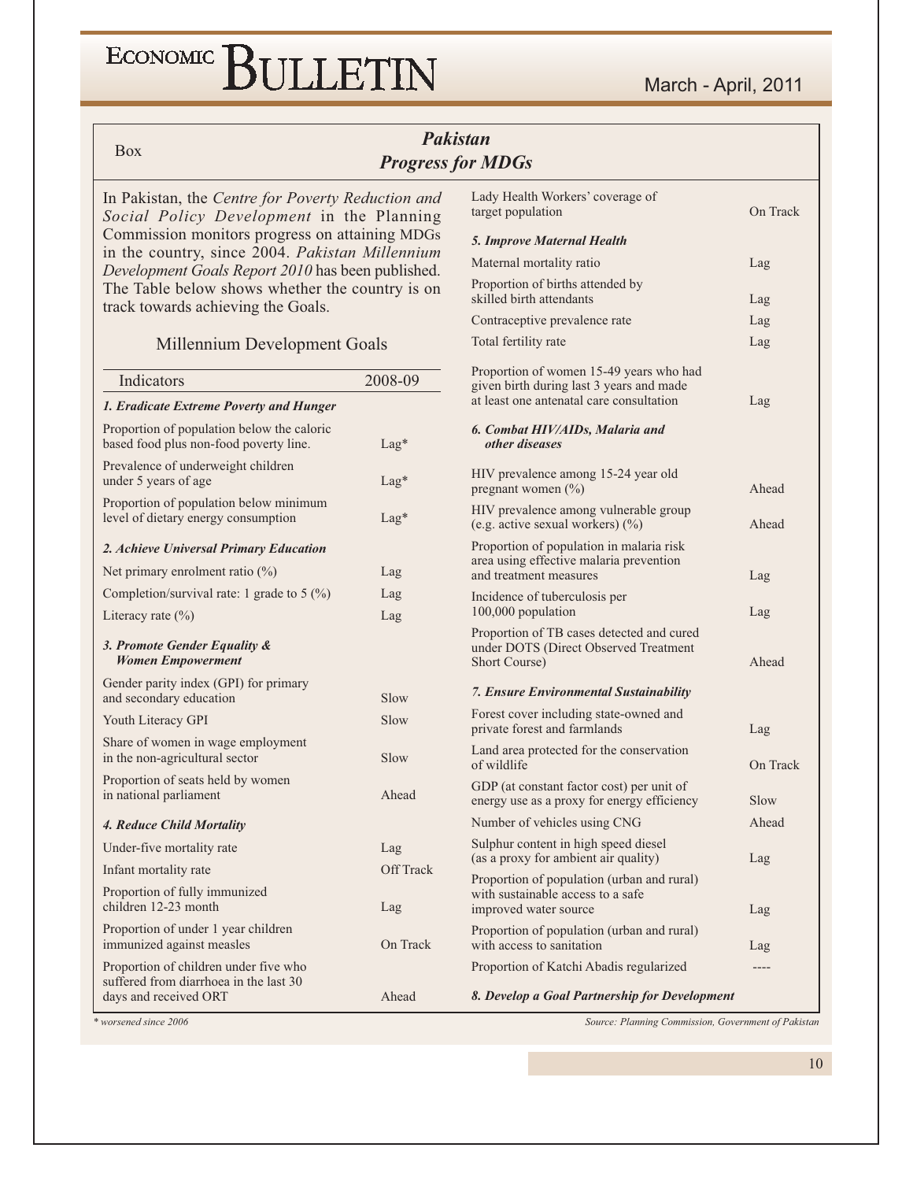Box

## *Pakistan*
## *Progress for MDGs*

In Pakistan, the *Centre for Poverty Reduction and Social Policy Development* in the Planning Commission monitors progress on attaining MDGs in the country, since 2004. *Pakistan Millennium Development Goals Report 2010* has been published. The Table below shows whether the country is on track towards achieving the Goals.

### Millennium Development Goals

| Indicators | 2008-09 |
|---|---|
| ***1. Eradicate Extreme Poverty and Hunger*** | |
| Proportion of population below the caloric based food plus non-food poverty line. | Lag* |
| Prevalence of underweight children under 5 years of age | Lag* |
| Proportion of population below minimum level of dietary energy consumption | Lag* |
| ***2. Achieve Universal Primary Education*** | |
| Net primary enrolment ratio (%) | Lag |
| Completion/survival rate: 1 grade to 5 (%) | Lag |
| Literacy rate (%) | Lag |
| ***3. Promote Gender Equality & Women Empowerment*** | |
| Gender parity index (GPI) for primary and secondary education | Slow |
| Youth Literacy GPI | Slow |
| Share of women in wage employment in the non-agricultural sector | Slow |
| Proportion of seats held by women in national parliament | Ahead |
| ***4. Reduce Child Mortality*** | |
| Under-five mortality rate | Lag |
| Infant mortality rate | Off Track |
| Proportion of fully immunized children 12-23 month | Lag |
| Proportion of under 1 year children immunized against measles | On Track |
| Proportion of children under five who suffered from diarrhoea in the last 30 days and received ORT | Ahead |
| Lady Health Workers' coverage of target population | On Track |
| ***5. Improve Maternal Health*** | |
| Maternal mortality ratio | Lag |
| Proportion of births attended by skilled birth attendants | Lag |
| Contraceptive prevalence rate | Lag |
| Total fertility rate | Lag |
| Proportion of women 15-49 years who had given birth during last 3 years and made at least one antenatal care consultation | Lag |
| ***6. Combat HIV/AIDs, Malaria and other diseases*** | |
| HIV prevalence among 15-24 year old pregnant women (%) | Ahead |
| HIV prevalence among vulnerable group (e.g. active sexual workers) (%) | Ahead |
| Proportion of population in malaria risk area using effective malaria prevention and treatment measures | Lag |
| Incidence of tuberculosis per 100,000 population | Lag |
| Proportion of TB cases detected and cured under DOTS (Direct Observed Treatment Short Course) | Ahead |
| ***7. Ensure Environmental Sustainability*** | |
| Forest cover including state-owned and private forest and farmlands | Lag |
| Land area protected for the conservation of wildlife | On Track |
| GDP (at constant factor cost) per unit of energy use as a proxy for energy efficiency | Slow |
| Number of vehicles using CNG | Ahead |
| Sulphur content in high speed diesel (as a proxy for ambient air quality) | Lag |
| Proportion of population (urban and rural) with sustainable access to a safe improved water source | Lag |
| Proportion of population (urban and rural) with access to sanitation | Lag |
| Proportion of Katchi Abadis regularized | ---- |
| ***8. Develop a Goal Partnership for Development*** | |

*\* worsened since 2006*

*Source: Planning Commission, Government of Pakistan*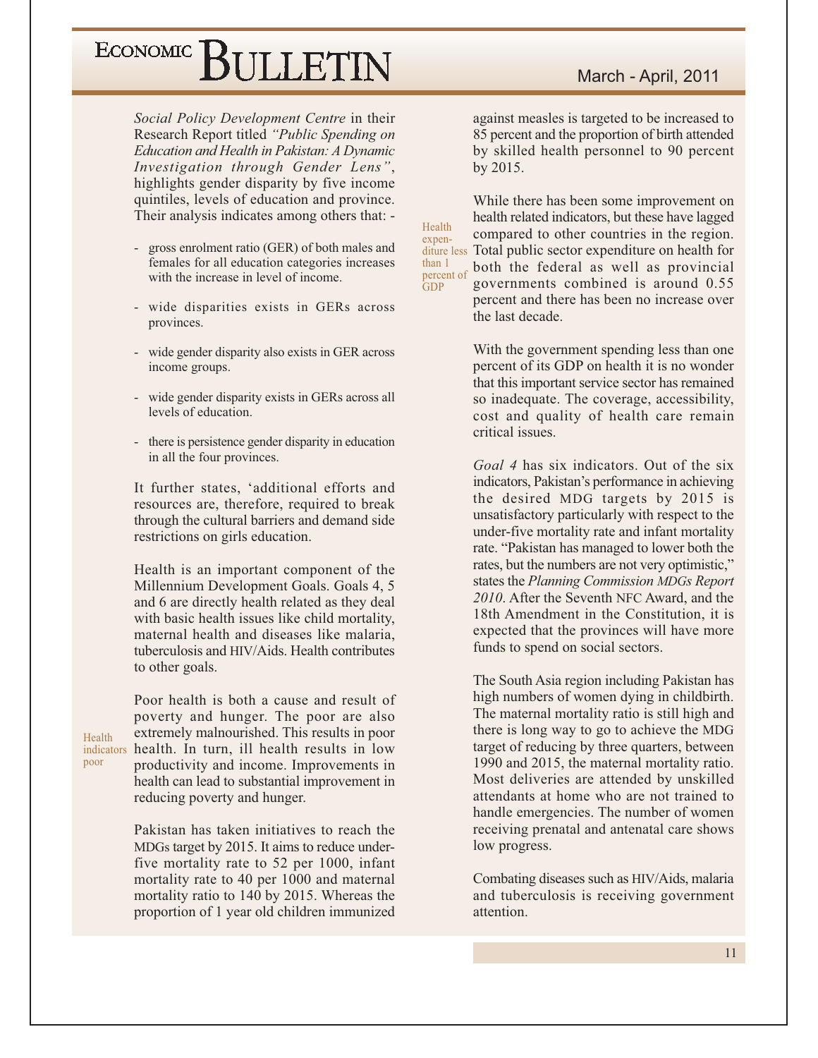*Social Policy Development Centre* in their Research Report titled *"Public Spending on Education and Health in Pakistan: A Dynamic Investigation through Gender Lens"*, highlights gender disparity by five income quintiles, levels of education and province. Their analysis indicates among others that: -

- gross enrolment ratio (GER) of both males and females for all education categories increases with the increase in level of income.
- wide disparities exists in GERs across provinces.
- wide gender disparity also exists in GER across income groups.
- wide gender disparity exists in GERs across all levels of education.
- there is persistence gender disparity in education in all the four provinces.

It further states, 'additional efforts and resources are, therefore, required to break through the cultural barriers and demand side restrictions on girls education.

Health is an important component of the Millennium Development Goals. Goals 4, 5 and 6 are directly health related as they deal with basic health issues like child mortality, maternal health and diseases like malaria, tuberculosis and HIV/Aids. Health contributes to other goals.

Health indicators poor

Poor health is both a cause and result of poverty and hunger. The poor are also extremely malnourished. This results in poor health. In turn, ill health results in low productivity and income. Improvements in health can lead to substantial improvement in reducing poverty and hunger.

Pakistan has taken initiatives to reach the MDGs target by 2015. It aims to reduce under-five mortality rate to 52 per 1000, infant mortality rate to 40 per 1000 and maternal mortality ratio to 140 by 2015. Whereas the proportion of 1 year old children immunized against measles is targeted to be increased to 85 percent and the proportion of birth attended by skilled health personnel to 90 percent by 2015.

Health expenditure less than 1 percent of GDP

While there has been some improvement on health related indicators, but these have lagged compared to other countries in the region. Total public sector expenditure on health for both the federal as well as provincial governments combined is around 0.55 percent and there has been no increase over the last decade.

With the government spending less than one percent of its GDP on health it is no wonder that this important service sector has remained so inadequate. The coverage, accessibility, cost and quality of health care remain critical issues.

*Goal 4* has six indicators. Out of the six indicators, Pakistan's performance in achieving the desired MDG targets by 2015 is unsatisfactory particularly with respect to the under-five mortality rate and infant mortality rate. "Pakistan has managed to lower both the rates, but the numbers are not very optimistic," states the *Planning Commission MDGs Report 2010*. After the Seventh NFC Award, and the 18th Amendment in the Constitution, it is expected that the provinces will have more funds to spend on social sectors.

The South Asia region including Pakistan has high numbers of women dying in childbirth. The maternal mortality ratio is still high and there is long way to go to achieve the MDG target of reducing by three quarters, between 1990 and 2015, the maternal mortality ratio. Most deliveries are attended by unskilled attendants at home who are not trained to handle emergencies. The number of women receiving prenatal and antenatal care shows low progress.

Combating diseases such as HIV/Aids, malaria and tuberculosis is receiving government attention.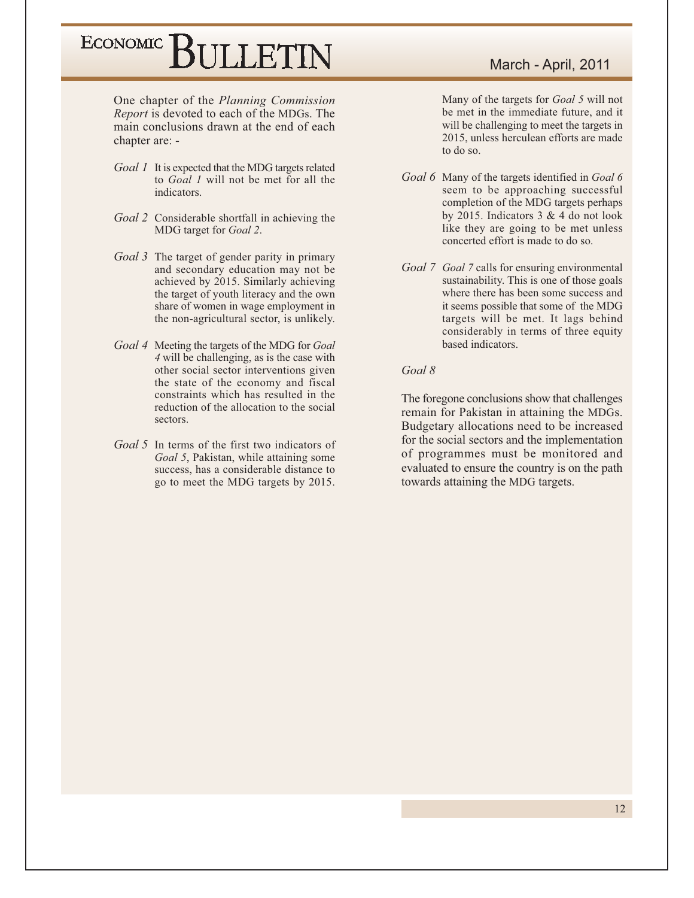One chapter of the *Planning Commission Report* is devoted to each of the MDGs. The main conclusions drawn at the end of each chapter are: -

*Goal 1* It is expected that the MDG targets related to *Goal 1* will not be met for all the indicators.

*Goal 2* Considerable shortfall in achieving the MDG target for *Goal 2*.

*Goal 3* The target of gender parity in primary and secondary education may not be achieved by 2015. Similarly achieving the target of youth literacy and the own share of women in wage employment in the non-agricultural sector, is unlikely.

*Goal 4* Meeting the targets of the MDG for *Goal 4* will be challenging, as is the case with other social sector interventions given the state of the economy and fiscal constraints which has resulted in the reduction of the allocation to the social sectors.

*Goal 5* In terms of the first two indicators of *Goal 5*, Pakistan, while attaining some success, has a considerable distance to go to meet the MDG targets by 2015.

Many of the targets for *Goal 5* will not be met in the immediate future, and it will be challenging to meet the targets in 2015, unless herculean efforts are made to do so.

*Goal 6* Many of the targets identified in *Goal 6* seem to be approaching successful completion of the MDG targets perhaps by 2015. Indicators 3 & 4 do not look like they are going to be met unless concerted effort is made to do so.

*Goal 7* *Goal 7* calls for ensuring environmental sustainability. This is one of those goals where there has been some success and it seems possible that some of the MDG targets will be met. It lags behind considerably in terms of three equity based indicators.

*Goal 8*

The foregone conclusions show that challenges remain for Pakistan in attaining the MDGs. Budgetary allocations need to be increased for the social sectors and the implementation of programmes must be monitored and evaluated to ensure the country is on the path towards attaining the MDG targets.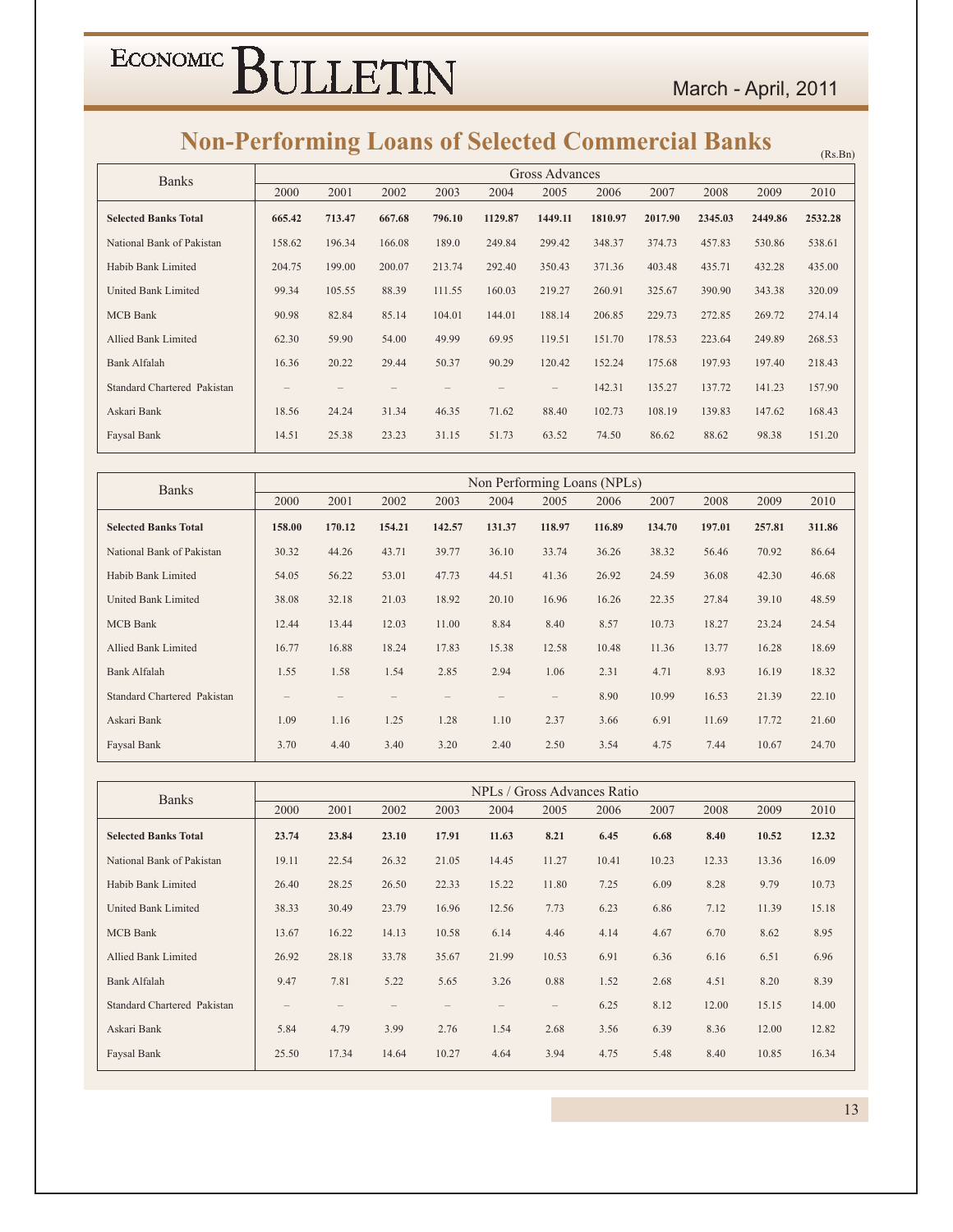# Non-Performing Loans of Selected Commercial Banks

(Rs.Bn)

| Banks | Gross Advances | | | | | | | | | | |
|---|---|---|---|---|---|---|---|---|---|---|---|
| | 2000 | 2001 | 2002 | 2003 | 2004 | 2005 | 2006 | 2007 | 2008 | 2009 | 2010 |
| **Selected Banks Total** | **665.42** | **713.47** | **667.68** | **796.10** | **1129.87** | **1449.11** | **1810.97** | **2017.90** | **2345.03** | **2449.86** | **2532.28** |
| National Bank of Pakistan | 158.62 | 196.34 | 166.08 | 189.0 | 249.84 | 299.42 | 348.37 | 374.73 | 457.83 | 530.86 | 538.61 |
| Habib Bank Limited | 204.75 | 199.00 | 200.07 | 213.74 | 292.40 | 350.43 | 371.36 | 403.48 | 435.71 | 432.28 | 435.00 |
| United Bank Limited | 99.34 | 105.55 | 88.39 | 111.55 | 160.03 | 219.27 | 260.91 | 325.67 | 390.90 | 343.38 | 320.09 |
| MCB Bank | 90.98 | 82.84 | 85.14 | 104.01 | 144.01 | 188.14 | 206.85 | 229.73 | 272.85 | 269.72 | 274.14 |
| Allied Bank Limited | 62.30 | 59.90 | 54.00 | 49.99 | 69.95 | 119.51 | 151.70 | 178.53 | 223.64 | 249.89 | 268.53 |
| Bank Alfalah | 16.36 | 20.22 | 29.44 | 50.37 | 90.29 | 120.42 | 152.24 | 175.68 | 197.93 | 197.40 | 218.43 |
| Standard Chartered Pakistan | – | – | – | – | – | – | 142.31 | 135.27 | 137.72 | 141.23 | 157.90 |
| Askari Bank | 18.56 | 24.24 | 31.34 | 46.35 | 71.62 | 88.40 | 102.73 | 108.19 | 139.83 | 147.62 | 168.43 |
| Faysal Bank | 14.51 | 25.38 | 23.23 | 31.15 | 51.73 | 63.52 | 74.50 | 86.62 | 88.62 | 98.38 | 151.20 |

| Banks | Non Performing Loans (NPLs) | | | | | | | | | | |
|---|---|---|---|---|---|---|---|---|---|---|---|
| | 2000 | 2001 | 2002 | 2003 | 2004 | 2005 | 2006 | 2007 | 2008 | 2009 | 2010 |
| **Selected Banks Total** | **158.00** | **170.12** | **154.21** | **142.57** | **131.37** | **118.97** | **116.89** | **134.70** | **197.01** | **257.81** | **311.86** |
| National Bank of Pakistan | 30.32 | 44.26 | 43.71 | 39.77 | 36.10 | 33.74 | 36.26 | 38.32 | 56.46 | 70.92 | 86.64 |
| Habib Bank Limited | 54.05 | 56.22 | 53.01 | 47.73 | 44.51 | 41.36 | 26.92 | 24.59 | 36.08 | 42.30 | 46.68 |
| United Bank Limited | 38.08 | 32.18 | 21.03 | 18.92 | 20.10 | 16.96 | 16.26 | 22.35 | 27.84 | 39.10 | 48.59 |
| MCB Bank | 12.44 | 13.44 | 12.03 | 11.00 | 8.84 | 8.40 | 8.57 | 10.73 | 18.27 | 23.24 | 24.54 |
| Allied Bank Limited | 16.77 | 16.88 | 18.24 | 17.83 | 15.38 | 12.58 | 10.48 | 11.36 | 13.77 | 16.28 | 18.69 |
| Bank Alfalah | 1.55 | 1.58 | 1.54 | 2.85 | 2.94 | 1.06 | 2.31 | 4.71 | 8.93 | 16.19 | 18.32 |
| Standard Chartered Pakistan | – | – | – | – | – | – | 8.90 | 10.99 | 16.53 | 21.39 | 22.10 |
| Askari Bank | 1.09 | 1.16 | 1.25 | 1.28 | 1.10 | 2.37 | 3.66 | 6.91 | 11.69 | 17.72 | 21.60 |
| Faysal Bank | 3.70 | 4.40 | 3.40 | 3.20 | 2.40 | 2.50 | 3.54 | 4.75 | 7.44 | 10.67 | 24.70 |

| Banks | NPLs / Gross Advances Ratio | | | | | | | | | | |
|---|---|---|---|---|---|---|---|---|---|---|---|
| | 2000 | 2001 | 2002 | 2003 | 2004 | 2005 | 2006 | 2007 | 2008 | 2009 | 2010 |
| **Selected Banks Total** | **23.74** | **23.84** | **23.10** | **17.91** | **11.63** | **8.21** | **6.45** | **6.68** | **8.40** | **10.52** | **12.32** |
| National Bank of Pakistan | 19.11 | 22.54 | 26.32 | 21.05 | 14.45 | 11.27 | 10.41 | 10.23 | 12.33 | 13.36 | 16.09 |
| Habib Bank Limited | 26.40 | 28.25 | 26.50 | 22.33 | 15.22 | 11.80 | 7.25 | 6.09 | 8.28 | 9.79 | 10.73 |
| United Bank Limited | 38.33 | 30.49 | 23.79 | 16.96 | 12.56 | 7.73 | 6.23 | 6.86 | 7.12 | 11.39 | 15.18 |
| MCB Bank | 13.67 | 16.22 | 14.13 | 10.58 | 6.14 | 4.46 | 4.14 | 4.67 | 6.70 | 8.62 | 8.95 |
| Allied Bank Limited | 26.92 | 28.18 | 33.78 | 35.67 | 21.99 | 10.53 | 6.91 | 6.36 | 6.16 | 6.51 | 6.96 |
| Bank Alfalah | 9.47 | 7.81 | 5.22 | 5.65 | 3.26 | 0.88 | 1.52 | 2.68 | 4.51 | 8.20 | 8.39 |
| Standard Chartered Pakistan | – | – | – | – | – | – | 6.25 | 8.12 | 12.00 | 15.15 | 14.00 |
| Askari Bank | 5.84 | 4.79 | 3.99 | 2.76 | 1.54 | 2.68 | 3.56 | 6.39 | 8.36 | 12.00 | 12.82 |
| Faysal Bank | 25.50 | 17.34 | 14.64 | 10.27 | 4.64 | 3.94 | 4.75 | 5.48 | 8.40 | 10.85 | 16.34 |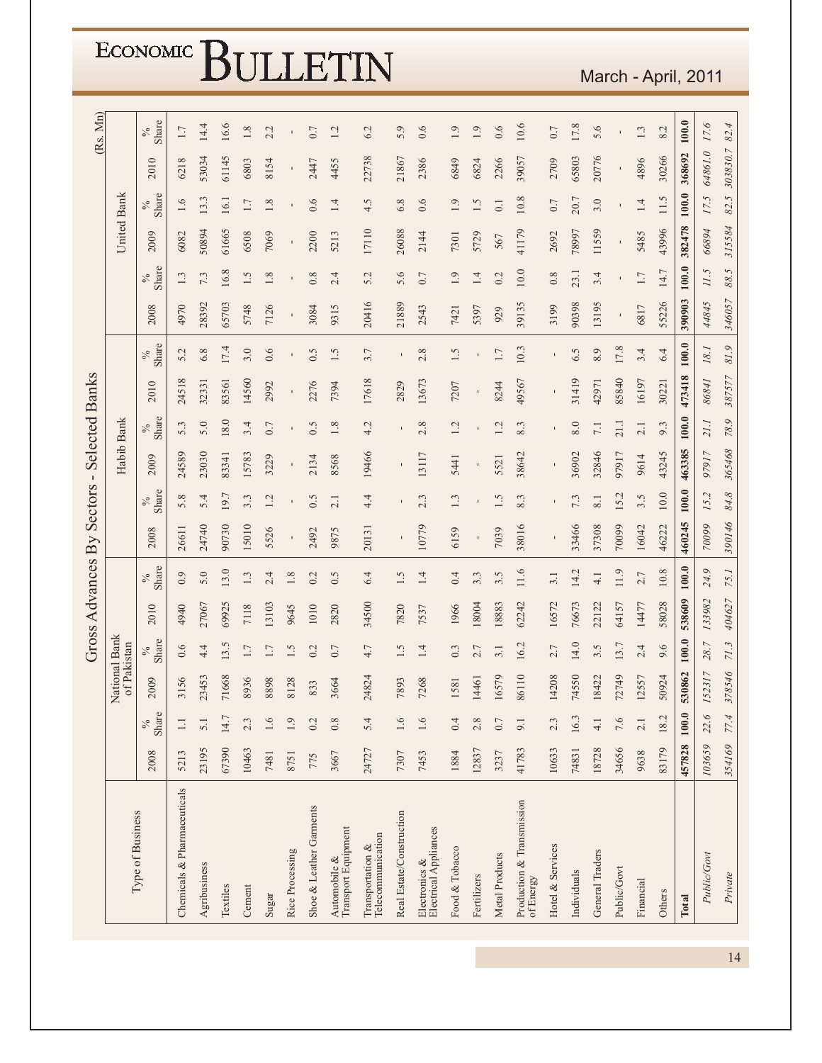## Gross Advances By Sectors - Selected Banks

(Rs. Mn)

| Type of Business | National Bank of Pakistan | | | | | | Habib Bank | | | | | | United Bank | | | | | |
|---|---|---|---|---|---|---|---|---|---|---|---|---|---|---|---|---|---|---|
| | 2008 | % Share | 2009 | % Share | 2010 | % Share | 2008 | % Share | 2009 | % Share | 2010 | % Share | 2008 | % Share | 2009 | % Share | 2010 | % Share |
| Chemicals & Pharmaceuticals | 5213 | 1.1 | 3156 | 0.6 | 4940 | 0.9 | 26611 | 5.8 | 24589 | 5.3 | 24518 | 5.2 | 4970 | 1.3 | 6082 | 1.6 | 6218 | 1.7 |
| Agribusiness | 23195 | 5.1 | 23453 | 4.4 | 27067 | 5.0 | 24740 | 5.4 | 23030 | 5.0 | 32331 | 6.8 | 28392 | 7.3 | 50894 | 13.3 | 53034 | 14.4 |
| Textiles | 67390 | 14.7 | 71668 | 13.5 | 69925 | 13.0 | 90730 | 19.7 | 83341 | 18.0 | 83561 | 17.4 | 65703 | 16.8 | 61665 | 16.1 | 61145 | 16.6 |
| Cement | 10463 | 2.3 | 8936 | 1.7 | 7118 | 1.3 | 15010 | 3.3 | 15783 | 3.4 | 14560 | 3.0 | 5748 | 1.5 | 6508 | 1.7 | 6803 | 1.8 |
| Sugar | 7481 | 1.6 | 8898 | 1.7 | 13103 | 2.4 | 5526 | 1.2 | 3229 | 0.7 | 2992 | 0.6 | 7126 | 1.8 | 7069 | 1.8 | 8154 | 2.2 |
| Rice Processing | 8751 | 1.9 | 8128 | 1.5 | 9645 | 1.8 | - | - | - | - | - | - | - | - | - | - | - | - |
| Shoe & Leather Garments | 775 | 0.2 | 833 | 0.2 | 1010 | 0.2 | 2492 | 0.5 | 2134 | 0.5 | 2276 | 0.5 | 3084 | 0.8 | 2200 | 0.6 | 2447 | 0.7 |
| Automobile & Transport Equipment | 3667 | 0.8 | 3664 | 0.7 | 2820 | 0.5 | 9875 | 2.1 | 8568 | 1.8 | 7394 | 1.5 | 9315 | 2.4 | 5213 | 1.4 | 4455 | 1.2 |
| Transportation & Telecommunication | 24727 | 5.4 | 24824 | 4.7 | 34500 | 6.4 | 20131 | 4.4 | 19466 | 4.2 | 17618 | 3.7 | 20416 | 5.2 | 17110 | 4.5 | 22738 | 6.2 |
| Real Estate/Construction | 7307 | 1.6 | 7893 | 1.5 | 7820 | 1.5 | - | - | - | - | 2829 | - | 21889 | 5.6 | 26088 | 6.8 | 21867 | 5.9 |
| Electronics & Electrical Appliances | 7453 | 1.6 | 7268 | 1.4 | 7537 | 1.4 | 10779 | 2.3 | 13117 | 2.8 | 13673 | 2.8 | 2543 | 0.7 | 2144 | 0.6 | 2386 | 0.6 |
| Food & Tobacco | 1884 | 0.4 | 1581 | 0.3 | 1966 | 0.4 | 6159 | 1.3 | 5441 | 1.2 | 7207 | 1.5 | 7421 | 1.9 | 7301 | 1.9 | 6849 | 1.9 |
| Fertilizers | 12837 | 2.8 | 14461 | 2.7 | 18004 | 3.3 | - | - | - | - | - | - | 5397 | 1.4 | 5729 | 1.5 | 6824 | 1.9 |
| Metal Products | 3237 | 0.7 | 16579 | 3.1 | 18883 | 3.5 | 7039 | 1.5 | 5521 | 1.2 | 8244 | 1.7 | 929 | 0.2 | 567 | 0.1 | 2266 | 0.6 |
| Production & Transmission of Energy | 41783 | 9.1 | 86110 | 16.2 | 62242 | 11.6 | 38016 | 8.3 | 38642 | 8.3 | 49567 | 10.3 | 39135 | 10.0 | 41179 | 10.8 | 39057 | 10.6 |
| Hotel & Services | 10633 | 2.3 | 14208 | 2.7 | 16572 | 3.1 | - | - | - | - | - | - | 3199 | 0.8 | 2692 | 0.7 | 2709 | 0.7 |
| Individuals | 74831 | 16.3 | 74550 | 14.0 | 76673 | 14.2 | 33466 | 7.3 | 36902 | 8.0 | 31419 | 6.5 | 90398 | 23.1 | 78997 | 20.7 | 65803 | 17.8 |
| General Traders | 18728 | 4.1 | 18422 | 3.5 | 22122 | 4.1 | 37308 | 8.1 | 32846 | 7.1 | 42971 | 8.9 | 13195 | 3.4 | 11559 | 3.0 | 20776 | 5.6 |
| Public/Govt | 34656 | 7.6 | 72749 | 13.7 | 64157 | 11.9 | 70099 | 15.2 | 97917 | 21.1 | 85840 | 17.8 | - | - | - | - | - | - |
| Financial | 9638 | 2.1 | 12557 | 2.4 | 14477 | 2.7 | 16042 | 3.5 | 9614 | 2.1 | 16197 | 3.4 | 6817 | 1.7 | 5485 | 1.4 | 4896 | 1.3 |
| Others | 83179 | 18.2 | 50924 | 9.6 | 58028 | 10.8 | 46222 | 10.0 | 43245 | 9.3 | 30221 | 6.4 | 55226 | 14.7 | 43996 | 11.5 | 30266 | 8.2 |
| **Total** | **457828** | **100.0** | **530862** | **100.0** | **538609** | **100.0** | **460245** | **100.0** | **463385** | **100.0** | **473418** | **100.0** | **390903** | **100.0** | **382478** | **100.0** | **368692** | **100.0** |
| *Public/Govt* | *103659* | *22.6* | *152317* | *28.7* | *133982* | *24.9* | *70099* | *15.2* | *97917* | *21.1* | *86841* | *18.1* | *44845* | *11.5* | *66894* | *17.5* | *64861.0* | *17.6* |
| *Private* | *354169* | *77.4* | *378546* | *71.3* | *404627* | *75.1* | *390146* | *84.8* | *365468* | *78.9* | *387577* | *81.9* | *346057* | *88.5* | *315584* | *82.5* | *303830.7* | *82.4* |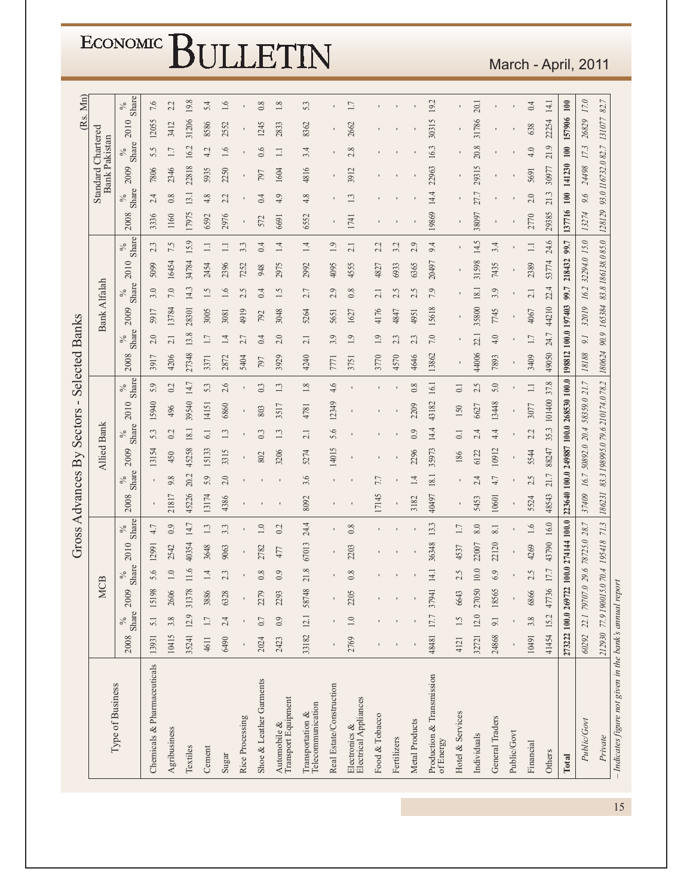# Gross Advances By Sectors - Selected Banks

(Rs. Mn)

| Type of Business | MCB | | | | | | Allied Bank | | | | | | Bank Alfalah | | | | | | Standard Chartered Bank Pakistan | | | | | |
|---|---|---|---|---|---|---|---|---|---|---|---|---|---|---|---|---|---|---|---|---|---|---|---|---|
| | 2008 | % Share | 2009 | % Share | 2010 | % Share | 2008 | % Share | 2009 | % Share | 2010 | % Share | 2008 | % Share | 2009 | % Share | 2010 | % Share | 2008 | % Share | 2009 | % Share | 2010 | % Share |
| Chemicals & Pharmaceuticals | 13931 | 5.1 | 15198 | 5.6 | 12991 | 4.7 | - | - | 13154 | 5.3 | 15940 | 5.9 | 3917 | 2.0 | 5917 | 3.0 | 5099 | 2.3 | 3336 | 2.4 | 7806 | 5.5 | 12055 | 7.6 |
| Agribusiness | 10415 | 3.8 | 2606 | 1.0 | 2542 | 0.9 | 21817 | 9.8 | 450 | 0.2 | 496 | 0.2 | 4206 | 2.1 | 13784 | 7.0 | 16454 | 7.5 | 1160 | 0.8 | 2346 | 1.7 | 3412 | 2.2 |
| Textiles | 35241 | 12.9 | 31378 | 11.6 | 40354 | 14.7 | 45226 | 20.2 | 45258 | 18.1 | 39540 | 14.7 | 27348 | 13.8 | 28301 | 14.3 | 34784 | 15.9 | 17975 | 13.1 | 22818 | 16.2 | 31206 | 19.8 |
| Cement | 4611 | 1.7 | 3886 | 1.4 | 3648 | 1.3 | 13174 | 5.9 | 15133 | 6.1 | 14151 | 5.3 | 3371 | 1.7 | 3005 | 1.5 | 2454 | 1.1 | 6592 | 4.8 | 5935 | 4.2 | 8586 | 5.4 |
| Sugar | 6490 | 2.4 | 6328 | 2.3 | 9063 | 3.3 | 4386 | 2.0 | 3315 | 1.3 | 6860 | 2.6 | 2872 | 1.4 | 3081 | 1.6 | 2396 | 1.1 | 2976 | 2.2 | 2250 | 1.6 | 2552 | 1.6 |
| Rice Processing | - | - | - | - | - | - | - | - | - | - | - | - | 5404 | 2.7 | 4919 | 2.5 | 7252 | 3.3 | - | - | - | - | - | - |
| Shoe & Leather Garments | 2024 | 0.7 | 2279 | 0.8 | 2782 | 1.0 | - | - | 802 | 0.3 | 803 | 0.3 | 797 | 0.4 | 792 | 0.4 | 948 | 0.4 | 572 | 0.4 | 797 | 0.6 | 1245 | 0.8 |
| Automobile & Transport Equipment | 2423 | 0.9 | 2293 | 0.9 | 477 | 0.2 | - | - | 3206 | 1.3 | 3517 | 1.3 | 3929 | 2.0 | 3048 | 1.5 | 2975 | 1.4 | 6691 | 4.9 | 1604 | 1.1 | 2833 | 1.8 |
| Transportation & Telecommunication | 33182 | 12.1 | 58748 | 21.8 | 67013 | 24.4 | 8092 | 3.6 | 5274 | 2.1 | 4781 | 1.8 | 4240 | 2.1 | 5264 | 2.7 | 2992 | 1.4 | 6552 | 4.8 | 4816 | 3.4 | 8362 | 5.3 |
| Real Estate/Construction | - | - | - | - | - | - | - | - | 14015 | 5.6 | 12349 | 4.6 | 7771 | 3.9 | 5651 | 2.9 | 4095 | 1.9 | - | - | - | - | - | - |
| Electronics & Electrical Appliances | 2769 | 1.0 | 2205 | 0.8 | 2203 | 0.8 | - | - | - | - | - | - | 3751 | 1.9 | 1627 | 0.8 | 4555 | 2.1 | 1741 | 1.3 | 3912 | 2.8 | 2662 | 1.7 |
| Food & Tobacco | - | - | - | - | - | - | 17145 | 7.7 | - | - | - | - | 3770 | 1.9 | 4176 | 2.1 | 4827 | 2.2 | - | - | - | - | - | - |
| Fertilizers | - | - | - | - | - | - | - | - | - | - | - | - | 4570 | 2.3 | 4847 | 2.5 | 6933 | 3.2 | - | - | - | - | - | - |
| Metal Products | - | - | - | - | - | - | 3182 | 1.4 | 2296 | 0.9 | 2209 | 0.8 | 4646 | 2.3 | 4951 | 2.5 | 6365 | 2.9 | - | - | - | - | - | - |
| Production & Transmission of Energy | 48481 | 17.7 | 37941 | 14.1 | 36348 | 13.3 | 40497 | 18.1 | 35973 | 14.4 | 43182 | 16.1 | 13862 | 7.0 | 15618 | 7.9 | 20497 | 9.4 | 19869 | 14.4 | 22963 | 16.3 | 30315 | 19.2 |
| Hotel & Services | 4121 | 1.5 | 6643 | 2.5 | 4537 | 1.7 | - | - | 186 | 0.1 | 150 | 0.1 | - | - | - | - | - | - | - | - | - | - | - | - |
| Individuals | 32721 | 12.0 | 27050 | 10.0 | 22007 | 8.0 | 5453 | 2.4 | 6122 | 2.4 | 6627 | 2.5 | 44006 | 22.1 | 35800 | 18.1 | 31598 | 14.5 | 38097 | 27.7 | 29315 | 20.8 | 31786 | 20.1 |
| General Traders | 24868 | 9.1 | 18565 | 6.9 | 22120 | 8.1 | 10601 | 4.7 | 10912 | 4.4 | 13448 | 5.0 | 7893 | 4.0 | 7745 | 3.9 | 7435 | 3.4 | - | - | - | - | - | - |
| Public/Govt | - | - | - | - | - | - | - | - | - | - | - | - | - | - | - | - | - | - | - | - | - | - | - | - |
| Financial | 10491 | 3.8 | 6866 | 2.5 | 4269 | 1.6 | 5524 | 2.5 | 5544 | 2.2 | 3077 | 1.1 | 3409 | 1.7 | 4067 | 2.1 | 2389 | 1.1 | 2770 | 2.0 | 5691 | 4.0 | 638 | 0.4 |
| Others | 41454 | 15.2 | 47736 | 17.7 | 43790 | 16.0 | 48543 | 21.7 | 88247 | 35.3 | 101400 | 37.8 | 49050 | 24.7 | 44210 | 22.4 | 53774 | 24.6 | 29385 | 21.3 | 30977 | 21.9 | 22254 | 14.1 |
| **Total** | **273222** | **100.0** | **269722** | **100.0** | **274144** | **100.0** | **223640** | **100.0** | **249887** | **100.0** | **268530** | **100.0** | **198812** | **100.0** | **197403** | **99.7** | **218432** | **99.7** | **137716** | **100** | **141230** | **100** | **157906** | **100** |
| *Public/Govt* | *60292* | *22.1* | *79707.0* | *29.6* | *78725.0* | *28.7* | *37409* | *16.7* | *50892.0* | *20.4* | *58359.0* | *21.7* | *18188* | *9.1* | *32019* | *16.2* | *32294.0* | *15.0* | *13274* | *9.6* | *24498* | *17.3* | *26829* | *17.0* |
| *Private* | *212930* | *77.9* | *190015.0* | *70.4* | *195418* | *71.3* | *186231* | *83.3* | *198995.0* | *79.6* | *210174.0* | *78.2* | *180624* | *90.9* | *165384* | *83.8* | *186138.0* | *85.0* | *128129* | *93.0* | *116732.0* | *82.7* | *131077* | *82.7* |

*- Indicates figure not given in the bank's annual report*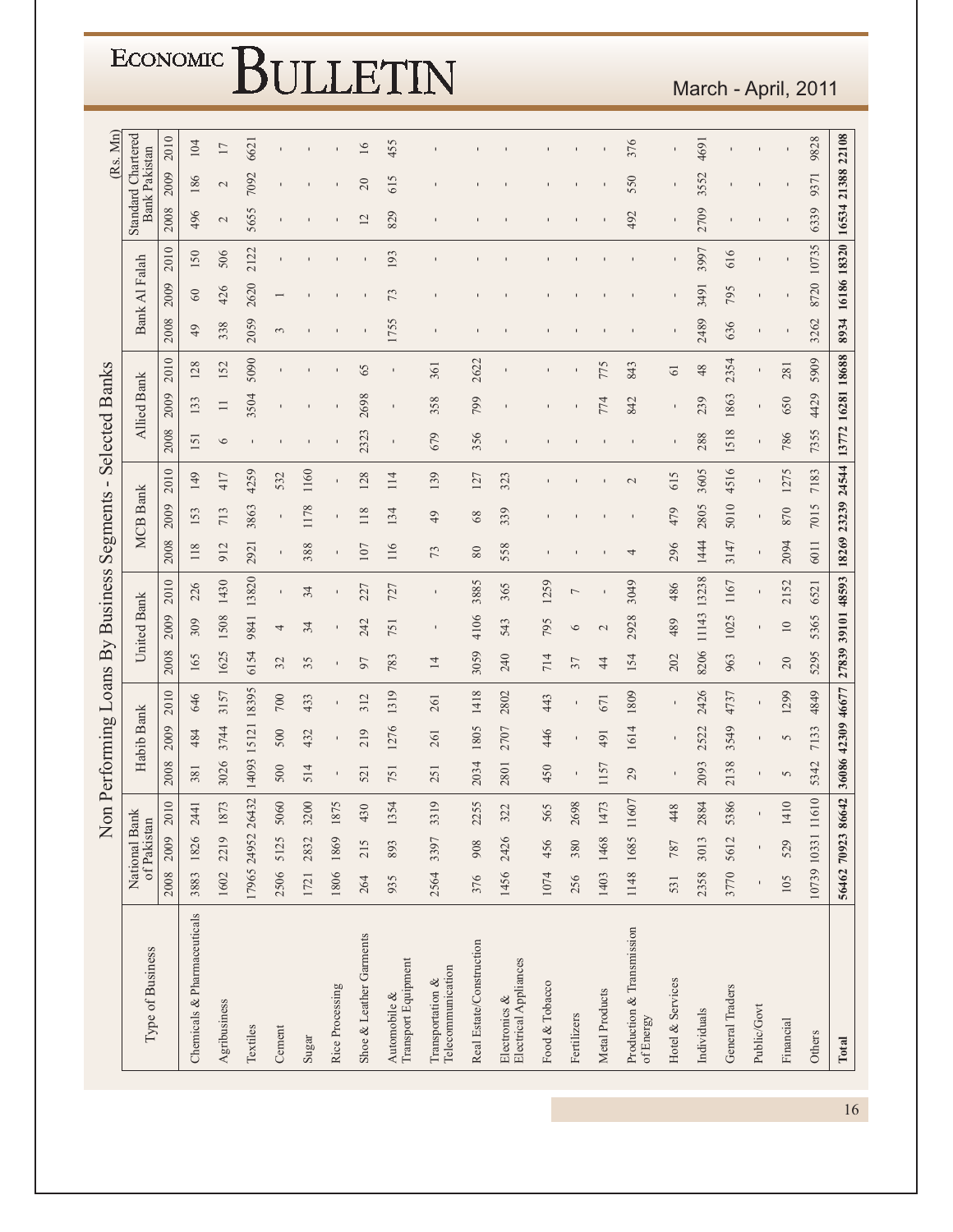## Non Performing Loans By Business Segments - Selected Banks

(Rs. Mn)

| Type of Business | National Bank of Pakistan | | | Habib Bank | | | United Bank | | | MCB Bank | | | Allied Bank | | | Bank Al Falah | | | Standard Chartered Bank Pakistan | | |
|---|---|---|---|---|---|---|---|---|---|---|---|---|---|---|---|---|---|---|---|---|---|
| | 2008 | 2009 | 2010 | 2008 | 2009 | 2010 | 2008 | 2009 | 2010 | 2008 | 2009 | 2010 | 2008 | 2009 | 2010 | 2008 | 2009 | 2010 | 2008 | 2009 | 2010 |
| Chemicals & Pharmaceuticals | 3883 | 1826 | 2441 | 381 | 484 | 646 | 165 | 309 | 226 | 118 | 153 | 149 | 151 | 133 | 128 | 49 | 60 | 150 | 496 | 186 | 104 |
| Agribusiness | 1602 | 2219 | 1873 | 3026 | 3744 | 3157 | 1625 | 1508 | 1430 | 912 | 713 | 417 | 6 | 11 | 152 | 338 | 426 | 506 | 2 | 2 | 17 |
| Textiles | 17965 | 24952 | 26432 | 14093 | 15121 | 18395 | 6154 | 9841 | 13820 | 2921 | 3863 | 4259 | - | 3504 | 5090 | 2059 | 2620 | 2122 | 5655 | 7092 | 6621 |
| Cement | 2506 | 5125 | 5060 | 500 | 500 | 700 | 32 | 4 | - | - | - | 532 | - | - | - | 3 | 1 | - | - | - | - |
| Sugar | 1721 | 2832 | 3200 | 514 | 432 | 433 | 35 | 34 | 34 | 388 | 1178 | 1160 | - | - | - | - | - | - | - | - | - |
| Rice Processing | 1806 | 1869 | 1875 | - | - | - | - | - | - | - | - | - | - | - | - | - | - | - | - | - | - |
| Shoe & Leather Garments | 264 | 215 | 430 | 521 | 219 | 312 | 97 | 242 | 227 | 107 | 118 | 128 | 2323 | 2698 | 65 | - | - | - | 12 | 20 | 16 |
| Automobile & Transport Equipment | 935 | 893 | 1354 | 751 | 1276 | 1319 | 783 | 751 | 727 | 116 | 134 | 114 | - | - | - | 1755 | 73 | 193 | 829 | 615 | 455 |
| Transportation & Telecommunication | 2564 | 3397 | 3319 | 251 | 261 | 261 | 14 | - | - | 73 | 49 | 139 | 679 | 358 | 361 | - | - | - | - | - | - |
| Real Estate/Construction | 376 | 908 | 2255 | 2034 | 1805 | 1418 | 3059 | 4106 | 3885 | 80 | 68 | 127 | 356 | 799 | 2622 | - | - | - | - | - | - |
| Electronics & Electrical Appliances | 1456 | 2426 | 322 | 2801 | 2707 | 2802 | 240 | 543 | 365 | 558 | 339 | 323 | - | - | - | - | - | - | - | - | - |
| Food & Tobacco | 1074 | 456 | 565 | 450 | 446 | 443 | 714 | 795 | 1259 | - | - | - | - | - | - | - | - | - | - | - | - |
| Fertilizers | 256 | 380 | 2698 | - | - | - | 37 | 6 | 7 | - | - | - | - | - | - | - | - | - | - | - | - |
| Metal Products | 1403 | 1468 | 1473 | 1157 | 491 | 671 | 44 | 2 | - | - | - | - | - | 774 | 775 | - | - | - | - | - | - |
| Production & Transmission of Energy | 1148 | 1685 | 11607 | 29 | 1614 | 1809 | 154 | 2928 | 3049 | 4 | - | 2 | - | 842 | 843 | - | - | - | 492 | 550 | 376 |
| Hotel & Services | 531 | 787 | 448 | - | - | - | 202 | 489 | 486 | 296 | 479 | 615 | - | - | 61 | - | - | - | - | - | - |
| Individuals | 2358 | 3013 | 2884 | 2093 | 2522 | 2426 | 8206 | 11143 | 13238 | 1444 | 2805 | 3605 | 288 | 239 | 48 | 2489 | 3491 | 3997 | 2709 | 3552 | 4691 |
| General Traders | 3770 | 5612 | 5386 | 2138 | 3549 | 4737 | 963 | 1025 | 1167 | 3147 | 5010 | 4516 | 1518 | 1863 | 2354 | 636 | 795 | 616 | - | - | - |
| Public/Govt | - | - | - | - | - | - | - | - | - | - | - | - | - | - | - | - | - | - | - | - | - |
| Financial | 105 | 529 | 1410 | 5 | 5 | 1299 | 20 | 10 | 2152 | 2094 | 870 | 1275 | 786 | 650 | 281 | - | - | - | - | - | - |
| Others | 10739 | 10331 | 11610 | 5342 | 7133 | 4849 | 5295 | 5365 | 6521 | 6011 | 7015 | 7183 | 7355 | 4429 | 5909 | 3262 | 8720 | 10735 | 6339 | 9371 | 9828 |
| **Total** | **56462** | **70923** | **86642** | **36086** | **42309** | **46677** | **27839** | **39101** | **48593** | **18269** | **23239** | **24544** | **13772** | **16281** | **18688** | **8934** | **16186** | **18320** | **16534** | **21388** | **22108** |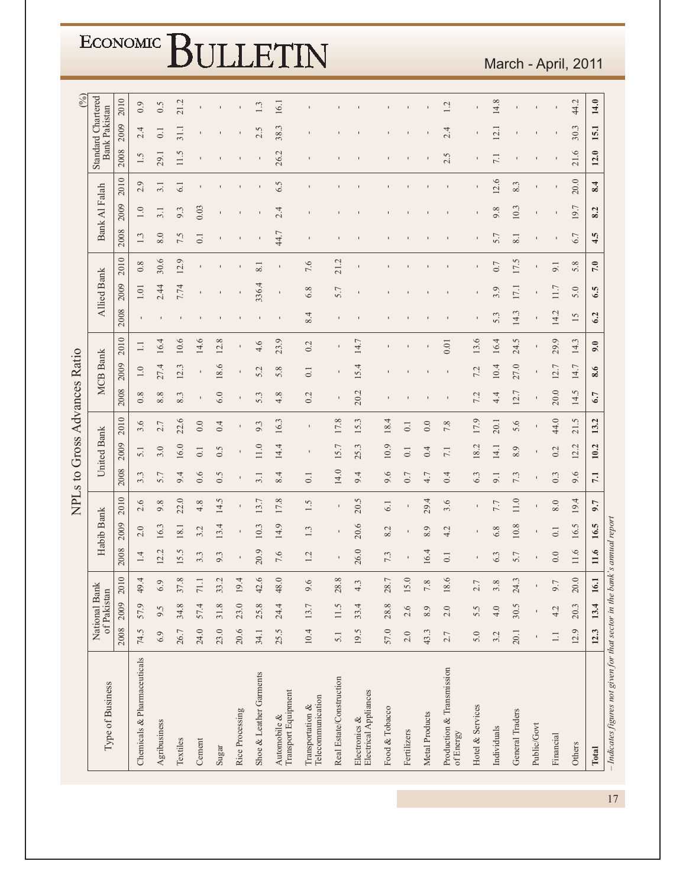## NPLs to Gross Advances Ratio

(%)

| Type of Business | National Bank of Pakistan | | | Habib Bank | | | United Bank | | | MCB Bank | | | Allied Bank | | | Bank Al Falah | | | Standard Chartered Bank Pakistan | | |
|---|---|---|---|---|---|---|---|---|---|---|---|---|---|---|---|---|---|---|---|---|---|
| | 2008 | 2009 | 2010 | 2008 | 2009 | 2010 | 2008 | 2009 | 2010 | 2008 | 2009 | 2010 | 2008 | 2009 | 2010 | 2008 | 2009 | 2010 | 2008 | 2009 | 2010 |
| Chemicals & Pharmaceuticals | 74.5 | 57.9 | 49.4 | 1.4 | 2.0 | 2.6 | 3.3 | 5.1 | 3.6 | 0.8 | 1.0 | 1.1 | - | 1.01 | 0.8 | 1.3 | 1.0 | 2.9 | 1.5 | 2.4 | 0.9 |
| Agribusiness | 6.9 | 9.5 | 6.9 | 12.2 | 16.3 | 9.8 | 5.7 | 3.0 | 2.7 | 8.8 | 27.4 | 16.4 | - | 2.44 | 30.6 | 8.0 | 3.1 | 3.1 | 29.1 | 0.1 | 0.5 |
| Textiles | 26.7 | 34.8 | 37.8 | 15.5 | 18.1 | 22.0 | 9.4 | 16.0 | 22.6 | 8.3 | 12.3 | 10.6 | - | 7.74 | 12.9 | 7.5 | 9.3 | 6.1 | 11.5 | 31.1 | 21.2 |
| Cement | 24.0 | 57.4 | 71.1 | 3.3 | 3.2 | 4.8 | 0.6 | 0.1 | 0.0 | - | - | 14.6 | - | - | - | 0.1 | 0.03 | - | - | - | - |
| Sugar | 23.0 | 31.8 | 33.2 | 9.3 | 13.4 | 14.5 | 0.5 | 0.5 | 0.4 | 6.0 | 18.6 | 12.8 | - | - | - | - | - | - | - | - | - |
| Rice Processing | 20.6 | 23.0 | 19.4 | - | - | - | - | - | - | - | - | - | - | - | - | - | - | - | - | - | - |
| Shoe & Leather Garments | 34.1 | 25.8 | 42.6 | 20.9 | 10.3 | 13.7 | 3.1 | 11.0 | 9.3 | 5.3 | 5.2 | 4.6 | - | 336.4 | 8.1 | - | - | - | - | 2.5 | 1.3 |
| Automobile & Transport Equipment | 25.5 | 24.4 | 48.0 | 7.6 | 14.9 | 17.8 | 8.4 | 14.4 | 16.3 | 4.8 | 5.8 | 23.9 | - | - | - | 44.7 | 2.4 | 6.5 | 26.2 | 38.3 | 16.1 |
| Transportation & Telecommunication | 10.4 | 13.7 | 9.6 | 1.2 | 1.3 | 1.5 | 0.1 | - | - | 0.2 | 0.1 | 0.2 | 8.4 | 6.8 | 7.6 | - | - | - | - | - | - |
| Real Estate/Construction | 5.1 | 11.5 | 28.8 | - | - | - | 14.0 | 15.7 | 17.8 | - | - | - | - | 5.7 | 21.2 | - | - | - | - | - | - |
| Electronics & Electrical Appliances | 19.5 | 33.4 | 4.3 | 26.0 | 20.6 | 20.5 | 9.4 | 25.3 | 15.3 | 20.2 | 15.4 | 14.7 | - | - | - | - | - | - | - | - | - |
| Food & Tobacco | 57.0 | 28.8 | 28.7 | 7.3 | 8.2 | 6.1 | 9.6 | 10.9 | 18.4 | - | - | - | - | - | - | - | - | - | - | - | - |
| Fertilizers | 2.0 | 2.6 | 15.0 | - | - | - | 0.7 | 0.1 | 0.1 | - | - | - | - | - | - | - | - | - | - | - | - |
| Metal Products | 43.3 | 8.9 | 7.8 | 16.4 | 8.9 | 29.4 | 4.7 | 0.4 | 0.0 | - | - | - | - | - | - | - | - | - | - | - | - |
| Production & Transmission of Energy | 2.7 | 2.0 | 18.6 | 0.1 | 4.2 | 3.6 | 0.4 | 7.1 | 7.8 | - | - | 0.01 | - | - | - | - | - | - | 2.5 | 2.4 | 1.2 |
| Hotel & Services | 5.0 | 5.5 | 2.7 | - | - | - | 6.3 | 18.2 | 17.9 | 7.2 | 7.2 | 13.6 | - | - | - | - | - | - | - | - | - |
| Individuals | 3.2 | 4.0 | 3.8 | 6.3 | 6.8 | 7.7 | 9.1 | 14.1 | 20.1 | 4.4 | 10.4 | 16.4 | 5.3 | 3.9 | 0.7 | 5.7 | 9.8 | 12.6 | 7.1 | 12.1 | 14.8 |
| General Traders | 20.1 | 30.5 | 24.3 | 5.7 | 10.8 | 11.0 | 7.3 | 8.9 | 5.6 | 12.7 | 27.0 | 24.5 | 14.3 | 17.1 | 17.5 | 8.1 | 10.3 | 8.3 | - | - | - |
| Public/Govt | - | - | - | - | - | - | - | - | - | - | - | - | - | - | - | - | - | - | - | - | - |
| Financial | 1.1 | 4.2 | 9.7 | 0.0 | 0.1 | 8.0 | 0.3 | 0.2 | 44.0 | 20.0 | 12.7 | 29.9 | 14.2 | 11.7 | 9.1 | - | - | - | - | - | - |
| Others | 12.9 | 20.3 | 20.0 | 11.6 | 16.5 | 19.4 | 9.6 | 12.2 | 21.5 | 14.5 | 14.7 | 14.3 | 15 | 5.0 | 5.8 | 6.7 | 19.7 | 20.0 | 21.6 | 30.3 | 44.2 |
| **Total** | **12.3** | **13.4** | **16.1** | **11.6** | **16.5** | **9.7** | **7.1** | **10.2** | **13.2** | **6.7** | **8.6** | **9.0** | **6.2** | **6.5** | **7.0** | **4.5** | **8.2** | **8.4** | **12.0** | **15.1** | **14.0** |

*- Indicates figures not given for that sector in the bank's annual report*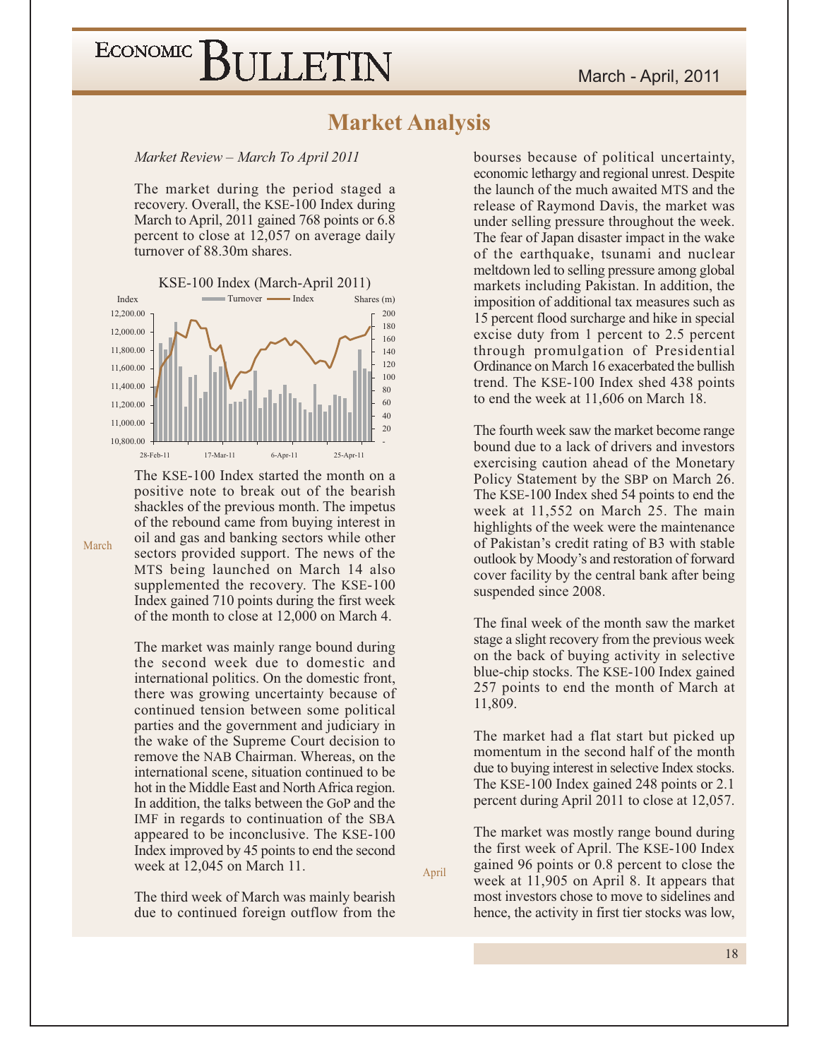# Market Analysis

*Market Review – March To April 2011*

The market during the period staged a recovery. Overall, the KSE-100 Index during March to April, 2011 gained 768 points or 6.8 percent to close at 12,057 on average daily turnover of 88.30m shares.

KSE-100 Index (March-April 2011)

March

The KSE-100 Index started the month on a positive note to break out of the bearish shackles of the previous month. The impetus of the rebound came from buying interest in oil and gas and banking sectors while other sectors provided support. The news of the MTS being launched on March 14 also supplemented the recovery. The KSE-100 Index gained 710 points during the first week of the month to close at 12,000 on March 4.

The market was mainly range bound during the second week due to domestic and international politics. On the domestic front, there was growing uncertainty because of continued tension between some political parties and the government and judiciary in the wake of the Supreme Court decision to remove the NAB Chairman. Whereas, on the international scene, situation continued to be hot in the Middle East and North Africa region. In addition, the talks between the GoP and the IMF in regards to continuation of the SBA appeared to be inconclusive. The KSE-100 Index improved by 45 points to end the second week at 12,045 on March 11.

The third week of March was mainly bearish due to continued foreign outflow from the bourses because of political uncertainty, economic lethargy and regional unrest. Despite the launch of the much awaited MTS and the release of Raymond Davis, the market was under selling pressure throughout the week. The fear of Japan disaster impact in the wake of the earthquake, tsunami and nuclear meltdown led to selling pressure among global markets including Pakistan. In addition, the imposition of additional tax measures such as 15 percent flood surcharge and hike in special excise duty from 1 percent to 2.5 percent through promulgation of Presidential Ordinance on March 16 exacerbated the bullish trend. The KSE-100 Index shed 438 points to end the week at 11,606 on March 18.

The fourth week saw the market become range bound due to a lack of drivers and investors exercising caution ahead of the Monetary Policy Statement by the SBP on March 26. The KSE-100 Index shed 54 points to end the week at 11,552 on March 25. The main highlights of the week were the maintenance of Pakistan's credit rating of B3 with stable outlook by Moody's and restoration of forward cover facility by the central bank after being suspended since 2008.

The final week of the month saw the market stage a slight recovery from the previous week on the back of buying activity in selective blue-chip stocks. The KSE-100 Index gained 257 points to end the month of March at 11,809.

April

The market had a flat start but picked up momentum in the second half of the month due to buying interest in selective Index stocks. The KSE-100 Index gained 248 points or 2.1 percent during April 2011 to close at 12,057.

The market was mostly range bound during the first week of April. The KSE-100 Index gained 96 points or 0.8 percent to close the week at 11,905 on April 8. It appears that most investors chose to move to sidelines and hence, the activity in first tier stocks was low,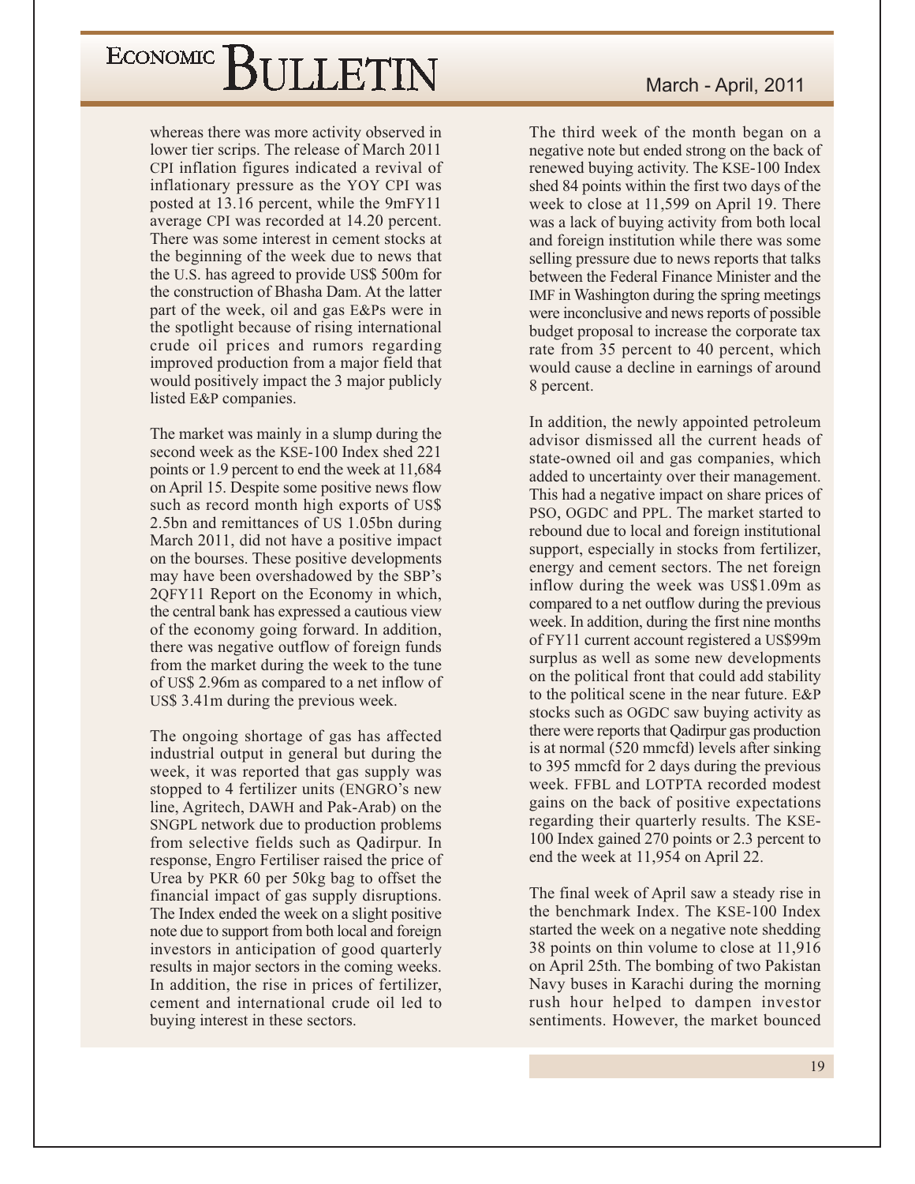whereas there was more activity observed in lower tier scrips. The release of March 2011 CPI inflation figures indicated a revival of inflationary pressure as the YOY CPI was posted at 13.16 percent, while the 9mFY11 average CPI was recorded at 14.20 percent. There was some interest in cement stocks at the beginning of the week due to news that the U.S. has agreed to provide US$ 500m for the construction of Bhasha Dam. At the latter part of the week, oil and gas E&Ps were in the spotlight because of rising international crude oil prices and rumors regarding improved production from a major field that would positively impact the 3 major publicly listed E&P companies.

The market was mainly in a slump during the second week as the KSE-100 Index shed 221 points or 1.9 percent to end the week at 11,684 on April 15. Despite some positive news flow such as record month high exports of US$ 2.5bn and remittances of US 1.05bn during March 2011, did not have a positive impact on the bourses. These positive developments may have been overshadowed by the SBP's 2QFY11 Report on the Economy in which, the central bank has expressed a cautious view of the economy going forward. In addition, there was negative outflow of foreign funds from the market during the week to the tune of US$ 2.96m as compared to a net inflow of US$ 3.41m during the previous week.

The ongoing shortage of gas has affected industrial output in general but during the week, it was reported that gas supply was stopped to 4 fertilizer units (ENGRO's new line, Agritech, DAWH and Pak-Arab) on the SNGPL network due to production problems from selective fields such as Qadirpur. In response, Engro Fertiliser raised the price of Urea by PKR 60 per 50kg bag to offset the financial impact of gas supply disruptions. The Index ended the week on a slight positive note due to support from both local and foreign investors in anticipation of good quarterly results in major sectors in the coming weeks. In addition, the rise in prices of fertilizer, cement and international crude oil led to buying interest in these sectors.

The third week of the month began on a negative note but ended strong on the back of renewed buying activity. The KSE-100 Index shed 84 points within the first two days of the week to close at 11,599 on April 19. There was a lack of buying activity from both local and foreign institution while there was some selling pressure due to news reports that talks between the Federal Finance Minister and the IMF in Washington during the spring meetings were inconclusive and news reports of possible budget proposal to increase the corporate tax rate from 35 percent to 40 percent, which would cause a decline in earnings of around 8 percent.

In addition, the newly appointed petroleum advisor dismissed all the current heads of state-owned oil and gas companies, which added to uncertainty over their management. This had a negative impact on share prices of PSO, OGDC and PPL. The market started to rebound due to local and foreign institutional support, especially in stocks from fertilizer, energy and cement sectors. The net foreign inflow during the week was US$1.09m as compared to a net outflow during the previous week. In addition, during the first nine months of FY11 current account registered a US$99m surplus as well as some new developments on the political front that could add stability to the political scene in the near future. E&P stocks such as OGDC saw buying activity as there were reports that Qadirpur gas production is at normal (520 mmcfd) levels after sinking to 395 mmcfd for 2 days during the previous week. FFBL and LOTPTA recorded modest gains on the back of positive expectations regarding their quarterly results. The KSE-100 Index gained 270 points or 2.3 percent to end the week at 11,954 on April 22.

The final week of April saw a steady rise in the benchmark Index. The KSE-100 Index started the week on a negative note shedding 38 points on thin volume to close at 11,916 on April 25th. The bombing of two Pakistan Navy buses in Karachi during the morning rush hour helped to dampen investor sentiments. However, the market bounced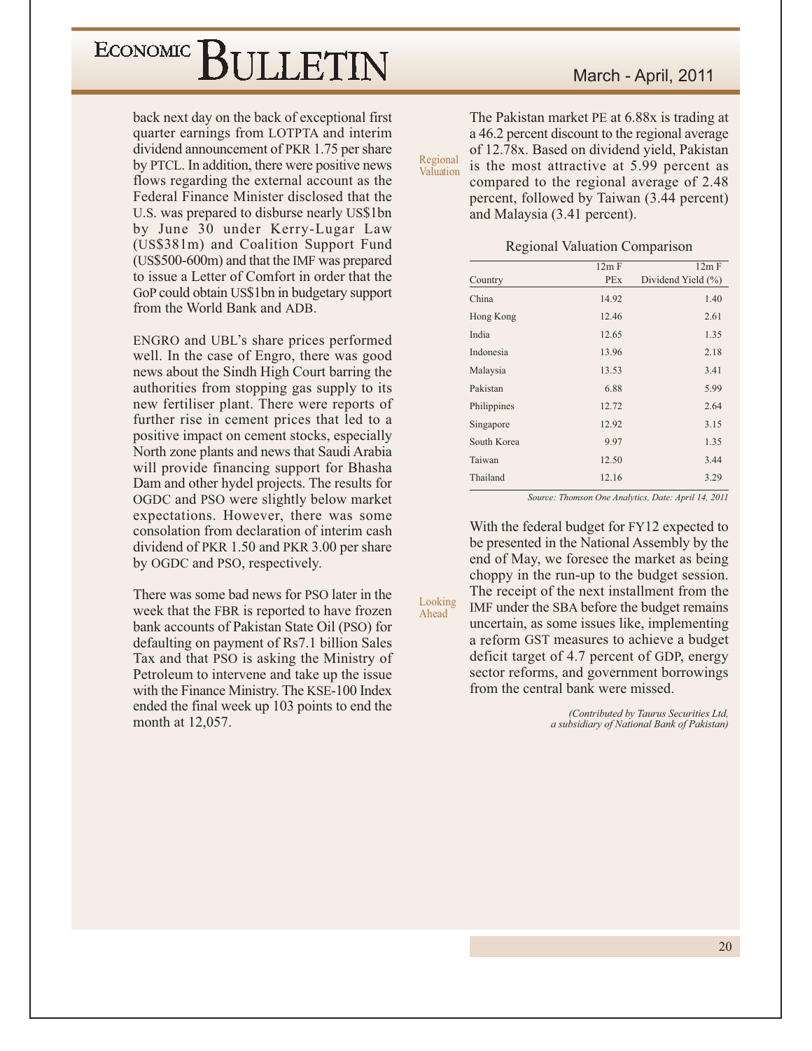back next day on the back of exceptional first quarter earnings from LOTPTA and interim dividend announcement of PKR 1.75 per share by PTCL. In addition, there were positive news flows regarding the external account as the Federal Finance Minister disclosed that the U.S. was prepared to disburse nearly US$1bn by June 30 under Kerry-Lugar Law (US$381m) and Coalition Support Fund (US$500-600m) and that the IMF was prepared to issue a Letter of Comfort in order that the GoP could obtain US$1bn in budgetary support from the World Bank and ADB.

ENGRO and UBL's share prices performed well. In the case of Engro, there was good news about the Sindh High Court barring the authorities from stopping gas supply to its new fertiliser plant. There were reports of further rise in cement prices that led to a positive impact on cement stocks, especially North zone plants and news that Saudi Arabia will provide financing support for Bhasha Dam and other hydel projects. The results for OGDC and PSO were slightly below market expectations. However, there was some consolation from declaration of interim cash dividend of PKR 1.50 and PKR 3.00 per share by OGDC and PSO, respectively.

There was some bad news for PSO later in the week that the FBR is reported to have frozen bank accounts of Pakistan State Oil (PSO) for defaulting on payment of Rs7.1 billion Sales Tax and that PSO is asking the Ministry of Petroleum to intervene and take up the issue with the Finance Ministry. The KSE-100 Index ended the final week up 103 points to end the month at 12,057.

**Regional Valuation**

The Pakistan market PE at 6.88x is trading at a 46.2 percent discount to the regional average of 12.78x. Based on dividend yield, Pakistan is the most attractive at 5.99 percent as compared to the regional average of 2.48 percent, followed by Taiwan (3.44 percent) and Malaysia (3.41 percent).

Regional Valuation Comparison

| Country | 12m F PEx | 12m F Dividend Yield (%) |
|---|---|---|
| China | 14.92 | 1.40 |
| Hong Kong | 12.46 | 2.61 |
| India | 12.65 | 1.35 |
| Indonesia | 13.96 | 2.18 |
| Malaysia | 13.53 | 3.41 |
| Pakistan | 6.88 | 5.99 |
| Philippines | 12.72 | 2.64 |
| Singapore | 12.92 | 3.15 |
| South Korea | 9.97 | 1.35 |
| Taiwan | 12.50 | 3.44 |
| Thailand | 12.16 | 3.29 |

*Source: Thomson One Analytics, Date: April 14, 2011*

**Looking Ahead**

With the federal budget for FY12 expected to be presented in the National Assembly by the end of May, we foresee the market as being choppy in the run-up to the budget session. The receipt of the next installment from the IMF under the SBA before the budget remains uncertain, as some issues like, implementing a reform GST measures to achieve a budget deficit target of 4.7 percent of GDP, energy sector reforms, and government borrowings from the central bank were missed.

*(Contributed by Taurus Securities Ltd, a subsidiary of National Bank of Pakistan)*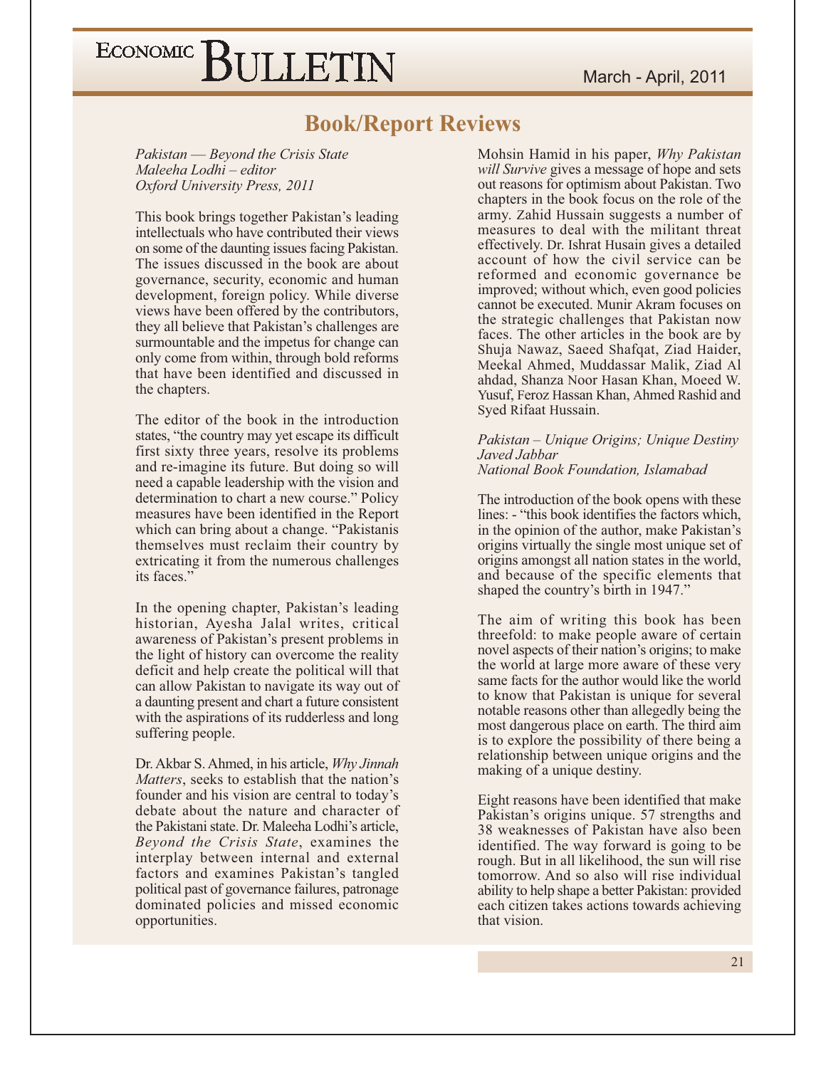# Book/Report Reviews

*Pakistan — Beyond the Crisis State*
*Maleeha Lodhi – editor*
*Oxford University Press, 2011*

This book brings together Pakistan's leading intellectuals who have contributed their views on some of the daunting issues facing Pakistan. The issues discussed in the book are about governance, security, economic and human development, foreign policy. While diverse views have been offered by the contributors, they all believe that Pakistan's challenges are surmountable and the impetus for change can only come from within, through bold reforms that have been identified and discussed in the chapters.

The editor of the book in the introduction states, "the country may yet escape its difficult first sixty three years, resolve its problems and re-imagine its future. But doing so will need a capable leadership with the vision and determination to chart a new course." Policy measures have been identified in the Report which can bring about a change. "Pakistanis themselves must reclaim their country by extricating it from the numerous challenges its faces."

In the opening chapter, Pakistan's leading historian, Ayesha Jalal writes, critical awareness of Pakistan's present problems in the light of history can overcome the reality deficit and help create the political will that can allow Pakistan to navigate its way out of a daunting present and chart a future consistent with the aspirations of its rudderless and long suffering people.

Dr. Akbar S. Ahmed, in his article, *Why Jinnah Matters*, seeks to establish that the nation's founder and his vision are central to today's debate about the nature and character of the Pakistani state. Dr. Maleeha Lodhi's article, *Beyond the Crisis State*, examines the interplay between internal and external factors and examines Pakistan's tangled political past of governance failures, patronage dominated policies and missed economic opportunities.

Mohsin Hamid in his paper, *Why Pakistan will Survive* gives a message of hope and sets out reasons for optimism about Pakistan. Two chapters in the book focus on the role of the army. Zahid Hussain suggests a number of measures to deal with the militant threat effectively. Dr. Ishrat Husain gives a detailed account of how the civil service can be reformed and economic governance be improved; without which, even good policies cannot be executed. Munir Akram focuses on the strategic challenges that Pakistan now faces. The other articles in the book are by Shuja Nawaz, Saeed Shafqat, Ziad Haider, Meekal Ahmed, Muddassar Malik, Ziad Al ahdad, Shanza Noor Hasan Khan, Moeed W. Yusuf, Feroz Hassan Khan, Ahmed Rashid and Syed Rifaat Hussain.

*Pakistan – Unique Origins; Unique Destiny*
*Javed Jabbar*
*National Book Foundation, Islamabad*

The introduction of the book opens with these lines: - "this book identifies the factors which, in the opinion of the author, make Pakistan's origins virtually the single most unique set of origins amongst all nation states in the world, and because of the specific elements that shaped the country's birth in 1947."

The aim of writing this book has been threefold: to make people aware of certain novel aspects of their nation's origins; to make the world at large more aware of these very same facts for the author would like the world to know that Pakistan is unique for several notable reasons other than allegedly being the most dangerous place on earth. The third aim is to explore the possibility of there being a relationship between unique origins and the making of a unique destiny.

Eight reasons have been identified that make Pakistan's origins unique. 57 strengths and 38 weaknesses of Pakistan have also been identified. The way forward is going to be rough. But in all likelihood, the sun will rise tomorrow. And so also will rise individual ability to help shape a better Pakistan: provided each citizen takes actions towards achieving that vision.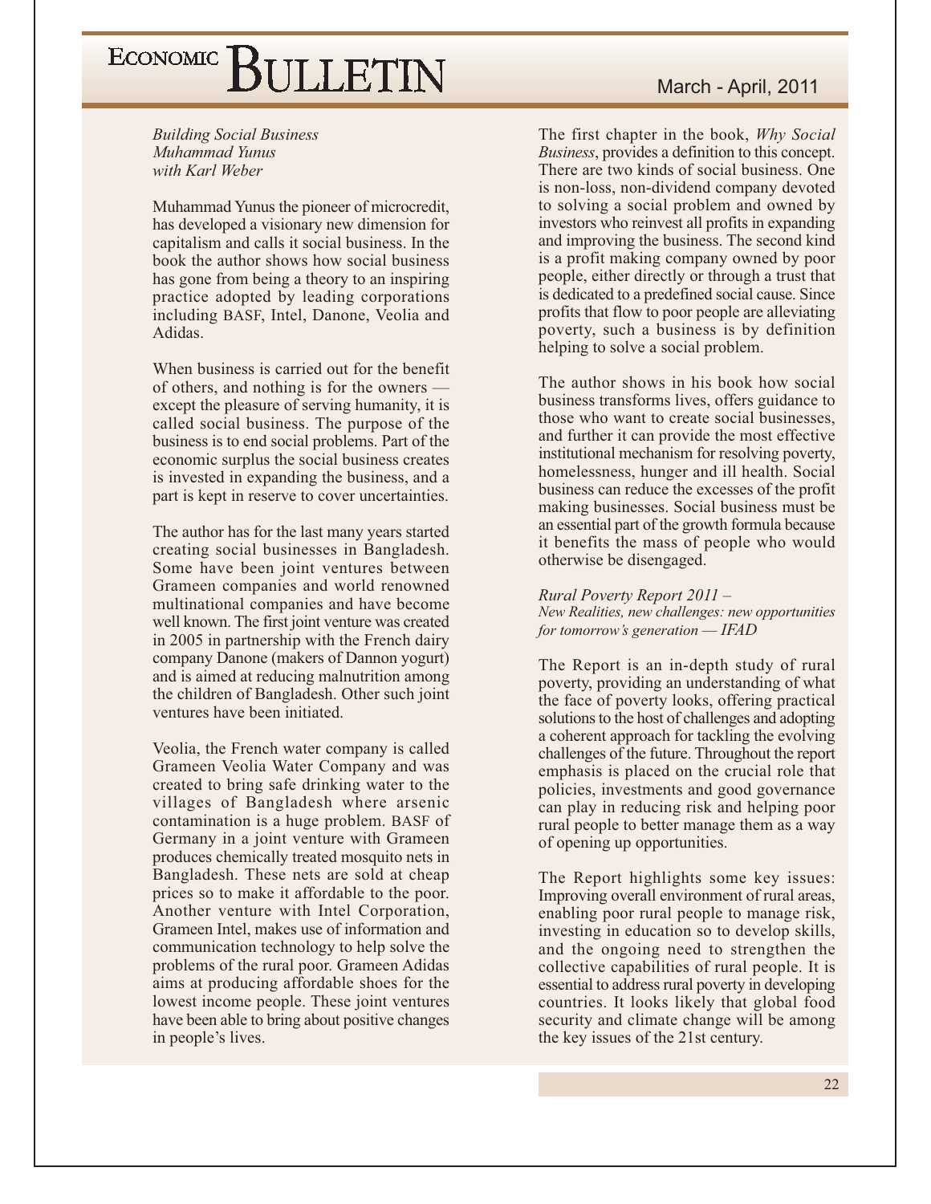*Building Social Business*
*Muhammad Yunus*
*with Karl Weber*

Muhammad Yunus the pioneer of microcredit, has developed a visionary new dimension for capitalism and calls it social business. In the book the author shows how social business has gone from being a theory to an inspiring practice adopted by leading corporations including BASF, Intel, Danone, Veolia and Adidas.

When business is carried out for the benefit of others, and nothing is for the owners — except the pleasure of serving humanity, it is called social business. The purpose of the business is to end social problems. Part of the economic surplus the social business creates is invested in expanding the business, and a part is kept in reserve to cover uncertainties.

The author has for the last many years started creating social businesses in Bangladesh. Some have been joint ventures between Grameen companies and world renowned multinational companies and have become well known. The first joint venture was created in 2005 in partnership with the French dairy company Danone (makers of Dannon yogurt) and is aimed at reducing malnutrition among the children of Bangladesh. Other such joint ventures have been initiated.

Veolia, the French water company is called Grameen Veolia Water Company and was created to bring safe drinking water to the villages of Bangladesh where arsenic contamination is a huge problem. BASF of Germany in a joint venture with Grameen produces chemically treated mosquito nets in Bangladesh. These nets are sold at cheap prices so to make it affordable to the poor. Another venture with Intel Corporation, Grameen Intel, makes use of information and communication technology to help solve the problems of the rural poor. Grameen Adidas aims at producing affordable shoes for the lowest income people. These joint ventures have been able to bring about positive changes in people's lives.

The first chapter in the book, *Why Social Business*, provides a definition to this concept. There are two kinds of social business. One is non-loss, non-dividend company devoted to solving a social problem and owned by investors who reinvest all profits in expanding and improving the business. The second kind is a profit making company owned by poor people, either directly or through a trust that is dedicated to a predefined social cause. Since profits that flow to poor people are alleviating poverty, such a business is by definition helping to solve a social problem.

The author shows in his book how social business transforms lives, offers guidance to those who want to create social businesses, and further it can provide the most effective institutional mechanism for resolving poverty, homelessness, hunger and ill health. Social business can reduce the excesses of the profit making businesses. Social business must be an essential part of the growth formula because it benefits the mass of people who would otherwise be disengaged.

*Rural Poverty Report 2011 –*
*New Realities, new challenges: new opportunities for tomorrow's generation — IFAD*

The Report is an in-depth study of rural poverty, providing an understanding of what the face of poverty looks, offering practical solutions to the host of challenges and adopting a coherent approach for tackling the evolving challenges of the future. Throughout the report emphasis is placed on the crucial role that policies, investments and good governance can play in reducing risk and helping poor rural people to better manage them as a way of opening up opportunities.

The Report highlights some key issues: Improving overall environment of rural areas, enabling poor rural people to manage risk, investing in education so to develop skills, and the ongoing need to strengthen the collective capabilities of rural people. It is essential to address rural poverty in developing countries. It looks likely that global food security and climate change will be among the key issues of the 21st century.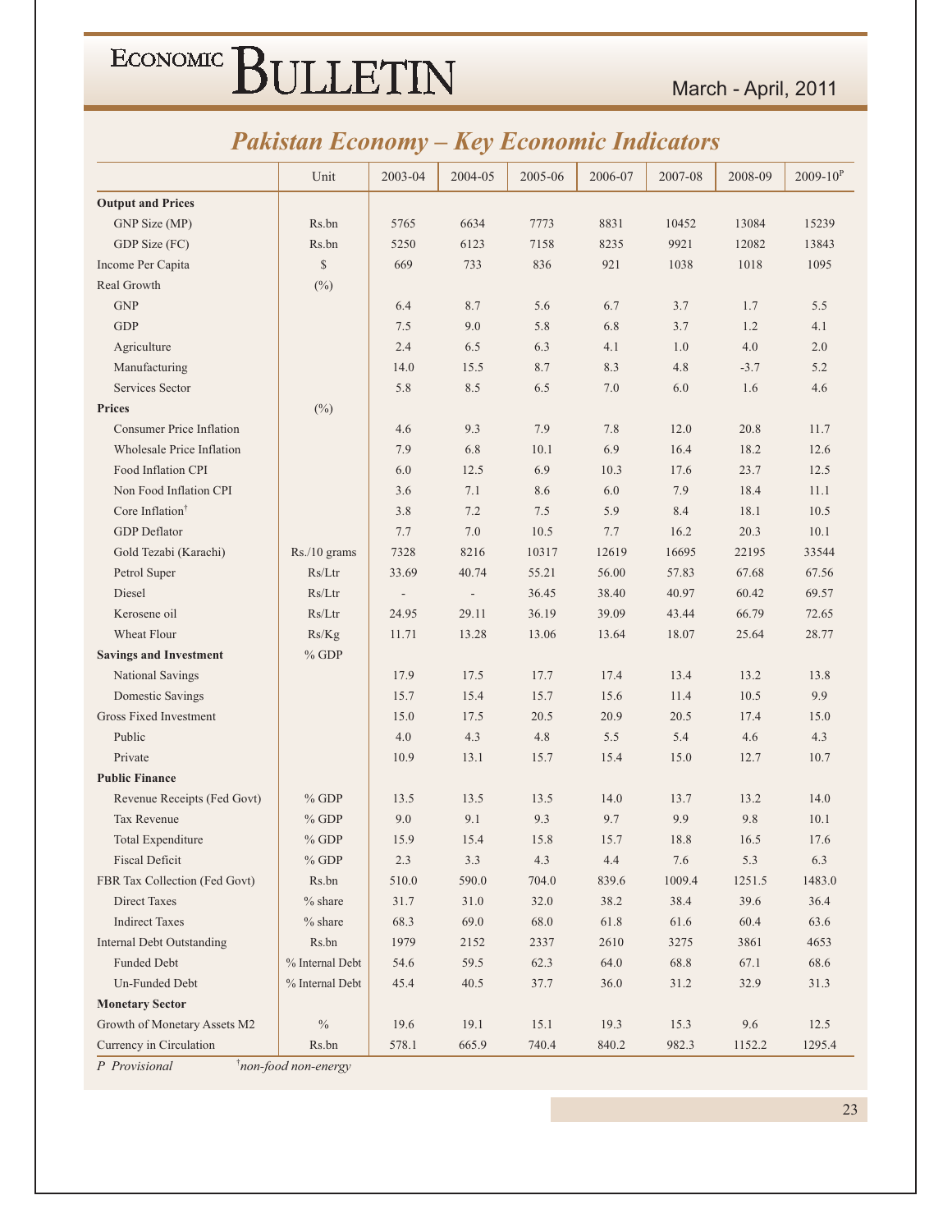## Pakistan Economy – Key Economic Indicators

| | Unit | 2003-04 | 2004-05 | 2005-06 | 2006-07 | 2007-08 | 2008-09 | 2009-10P |
|---|---|---|---|---|---|---|---|---|
| **Output and Prices** | | | | | | | | |
| GNP Size (MP) | Rs.bn | 5765 | 6634 | 7773 | 8831 | 10452 | 13084 | 15239 |
| GDP Size (FC) | Rs.bn | 5250 | 6123 | 7158 | 8235 | 9921 | 12082 | 13843 |
| Income Per Capita | $ | 669 | 733 | 836 | 921 | 1038 | 1018 | 1095 |
| Real Growth | (%) | | | | | | | |
| GNP | | 6.4 | 8.7 | 5.6 | 6.7 | 3.7 | 1.7 | 5.5 |
| GDP | | 7.5 | 9.0 | 5.8 | 6.8 | 3.7 | 1.2 | 4.1 |
| Agriculture | | 2.4 | 6.5 | 6.3 | 4.1 | 1.0 | 4.0 | 2.0 |
| Manufacturing | | 14.0 | 15.5 | 8.7 | 8.3 | 4.8 | -3.7 | 5.2 |
| Services Sector | | 5.8 | 8.5 | 6.5 | 7.0 | 6.0 | 1.6 | 4.6 |
| **Prices** | (%) | | | | | | | |
| Consumer Price Inflation | | 4.6 | 9.3 | 7.9 | 7.8 | 12.0 | 20.8 | 11.7 |
| Wholesale Price Inflation | | 7.9 | 6.8 | 10.1 | 6.9 | 16.4 | 18.2 | 12.6 |
| Food Inflation CPI | | 6.0 | 12.5 | 6.9 | 10.3 | 17.6 | 23.7 | 12.5 |
| Non Food Inflation CPI | | 3.6 | 7.1 | 8.6 | 6.0 | 7.9 | 18.4 | 11.1 |
| Core Inflation† | | 3.8 | 7.2 | 7.5 | 5.9 | 8.4 | 18.1 | 10.5 |
| GDP Deflator | | 7.7 | 7.0 | 10.5 | 7.7 | 16.2 | 20.3 | 10.1 |
| Gold Tezabi (Karachi) | Rs./10 grams | 7328 | 8216 | 10317 | 12619 | 16695 | 22195 | 33544 |
| Petrol Super | Rs/Ltr | 33.69 | 40.74 | 55.21 | 56.00 | 57.83 | 67.68 | 67.56 |
| Diesel | Rs/Ltr | - | - | 36.45 | 38.40 | 40.97 | 60.42 | 69.57 |
| Kerosene oil | Rs/Ltr | 24.95 | 29.11 | 36.19 | 39.09 | 43.44 | 66.79 | 72.65 |
| Wheat Flour | Rs/Kg | 11.71 | 13.28 | 13.06 | 13.64 | 18.07 | 25.64 | 28.77 |
| **Savings and Investment** | % GDP | | | | | | | |
| National Savings | | 17.9 | 17.5 | 17.7 | 17.4 | 13.4 | 13.2 | 13.8 |
| Domestic Savings | | 15.7 | 15.4 | 15.7 | 15.6 | 11.4 | 10.5 | 9.9 |
| Gross Fixed Investment | | 15.0 | 17.5 | 20.5 | 20.9 | 20.5 | 17.4 | 15.0 |
| Public | | 4.0 | 4.3 | 4.8 | 5.5 | 5.4 | 4.6 | 4.3 |
| Private | | 10.9 | 13.1 | 15.7 | 15.4 | 15.0 | 12.7 | 10.7 |
| **Public Finance** | | | | | | | | |
| Revenue Receipts (Fed Govt) | % GDP | 13.5 | 13.5 | 13.5 | 14.0 | 13.7 | 13.2 | 14.0 |
| Tax Revenue | % GDP | 9.0 | 9.1 | 9.3 | 9.7 | 9.9 | 9.8 | 10.1 |
| Total Expenditure | % GDP | 15.9 | 15.4 | 15.8 | 15.7 | 18.8 | 16.5 | 17.6 |
| Fiscal Deficit | % GDP | 2.3 | 3.3 | 4.3 | 4.4 | 7.6 | 5.3 | 6.3 |
| FBR Tax Collection (Fed Govt) | Rs.bn | 510.0 | 590.0 | 704.0 | 839.6 | 1009.4 | 1251.5 | 1483.0 |
| Direct Taxes | % share | 31.7 | 31.0 | 32.0 | 38.2 | 38.4 | 39.6 | 36.4 |
| Indirect Taxes | % share | 68.3 | 69.0 | 68.0 | 61.8 | 61.6 | 60.4 | 63.6 |
| Internal Debt Outstanding | Rs.bn | 1979 | 2152 | 2337 | 2610 | 3275 | 3861 | 4653 |
| Funded Debt | % Internal Debt | 54.6 | 59.5 | 62.3 | 64.0 | 68.8 | 67.1 | 68.6 |
| Un-Funded Debt | % Internal Debt | 45.4 | 40.5 | 37.7 | 36.0 | 31.2 | 32.9 | 31.3 |
| **Monetary Sector** | | | | | | | | |
| Growth of Monetary Assets M2 | % | 19.6 | 19.1 | 15.1 | 19.3 | 15.3 | 9.6 | 12.5 |
| Currency in Circulation | Rs.bn | 578.1 | 665.9 | 740.4 | 840.2 | 982.3 | 1152.2 | 1295.4 |

*P Provisional* *†non-food non-energy*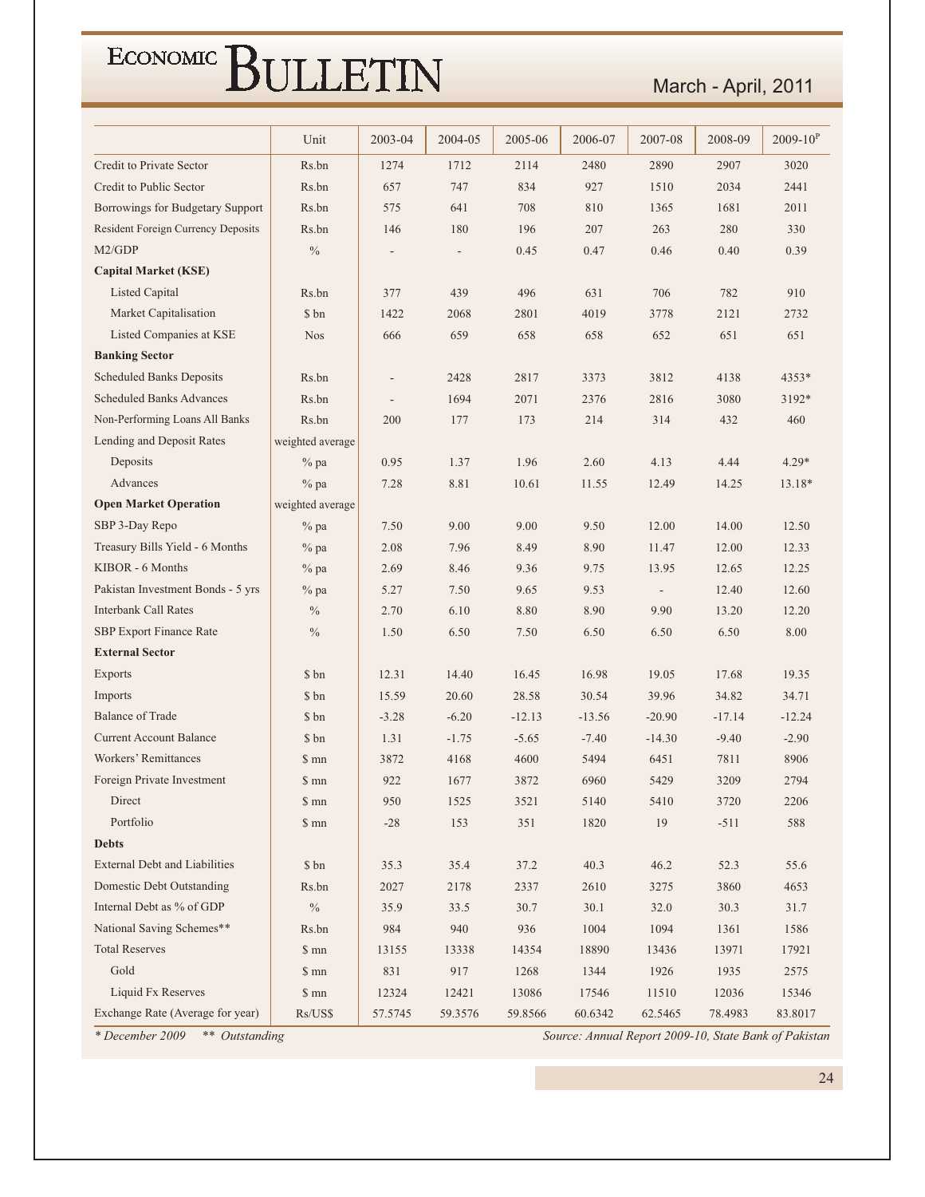| | Unit | 2003-04 | 2004-05 | 2005-06 | 2006-07 | 2007-08 | 2008-09 | 2009-10[P] |
|---|---|---|---|---|---|---|---|---|
| Credit to Private Sector | Rs.bn | 1274 | 1712 | 2114 | 2480 | 2890 | 2907 | 3020 |
| Credit to Public Sector | Rs.bn | 657 | 747 | 834 | 927 | 1510 | 2034 | 2441 |
| Borrowings for Budgetary Support | Rs.bn | 575 | 641 | 708 | 810 | 1365 | 1681 | 2011 |
| Resident Foreign Currency Deposits | Rs.bn | 146 | 180 | 196 | 207 | 263 | 280 | 330 |
| M2/GDP | % | - | - | 0.45 | 0.47 | 0.46 | 0.40 | 0.39 |
| **Capital Market (KSE)** | | | | | | | | |
| Listed Capital | Rs.bn | 377 | 439 | 496 | 631 | 706 | 782 | 910 |
| Market Capitalisation | $ bn | 1422 | 2068 | 2801 | 4019 | 3778 | 2121 | 2732 |
| Listed Companies at KSE | Nos | 666 | 659 | 658 | 658 | 652 | 651 | 651 |
| **Banking Sector** | | | | | | | | |
| Scheduled Banks Deposits | Rs.bn | - | 2428 | 2817 | 3373 | 3812 | 4138 | 4353* |
| Scheduled Banks Advances | Rs.bn | - | 1694 | 2071 | 2376 | 2816 | 3080 | 3192* |
| Non-Performing Loans All Banks | Rs.bn | 200 | 177 | 173 | 214 | 314 | 432 | 460 |
| Lending and Deposit Rates | weighted average | | | | | | | |
| Deposits | % pa | 0.95 | 1.37 | 1.96 | 2.60 | 4.13 | 4.44 | 4.29* |
| Advances | % pa | 7.28 | 8.81 | 10.61 | 11.55 | 12.49 | 14.25 | 13.18* |
| **Open Market Operation** | weighted average | | | | | | | |
| SBP 3-Day Repo | % pa | 7.50 | 9.00 | 9.00 | 9.50 | 12.00 | 14.00 | 12.50 |
| Treasury Bills Yield - 6 Months | % pa | 2.08 | 7.96 | 8.49 | 8.90 | 11.47 | 12.00 | 12.33 |
| KIBOR - 6 Months | % pa | 2.69 | 8.46 | 9.36 | 9.75 | 13.95 | 12.65 | 12.25 |
| Pakistan Investment Bonds - 5 yrs | % pa | 5.27 | 7.50 | 9.65 | 9.53 | - | 12.40 | 12.60 |
| Interbank Call Rates | % | 2.70 | 6.10 | 8.80 | 8.90 | 9.90 | 13.20 | 12.20 |
| SBP Export Finance Rate | % | 1.50 | 6.50 | 7.50 | 6.50 | 6.50 | 6.50 | 8.00 |
| **External Sector** | | | | | | | | |
| Exports | $ bn | 12.31 | 14.40 | 16.45 | 16.98 | 19.05 | 17.68 | 19.35 |
| Imports | $ bn | 15.59 | 20.60 | 28.58 | 30.54 | 39.96 | 34.82 | 34.71 |
| Balance of Trade | $ bn | -3.28 | -6.20 | -12.13 | -13.56 | -20.90 | -17.14 | -12.24 |
| Current Account Balance | $ bn | 1.31 | -1.75 | -5.65 | -7.40 | -14.30 | -9.40 | -2.90 |
| Workers' Remittances | $ mn | 3872 | 4168 | 4600 | 5494 | 6451 | 7811 | 8906 |
| Foreign Private Investment | $ mn | 922 | 1677 | 3872 | 6960 | 5429 | 3209 | 2794 |
| Direct | $ mn | 950 | 1525 | 3521 | 5140 | 5410 | 3720 | 2206 |
| Portfolio | $ mn | -28 | 153 | 351 | 1820 | 19 | -511 | 588 |
| **Debts** | | | | | | | | |
| External Debt and Liabilities | $ bn | 35.3 | 35.4 | 37.2 | 40.3 | 46.2 | 52.3 | 55.6 |
| Domestic Debt Outstanding | Rs.bn | 2027 | 2178 | 2337 | 2610 | 3275 | 3860 | 4653 |
| Internal Debt as % of GDP | % | 35.9 | 33.5 | 30.7 | 30.1 | 32.0 | 30.3 | 31.7 |
| National Saving Schemes** | Rs.bn | 984 | 940 | 936 | 1004 | 1094 | 1361 | 1586 |
| Total Reserves | $ mn | 13155 | 13338 | 14354 | 18890 | 13436 | 13971 | 17921 |
| Gold | $ mn | 831 | 917 | 1268 | 1344 | 1926 | 1935 | 2575 |
| Liquid Fx Reserves | $ mn | 12324 | 12421 | 13086 | 17546 | 11510 | 12036 | 15346 |
| Exchange Rate (Average for year) | Rs/US$ | 57.5745 | 59.3576 | 59.8566 | 60.6342 | 62.5465 | 78.4983 | 83.8017 |

*\* December 2009 \*\* Outstanding*

*Source: Annual Report 2009-10, State Bank of Pakistan*